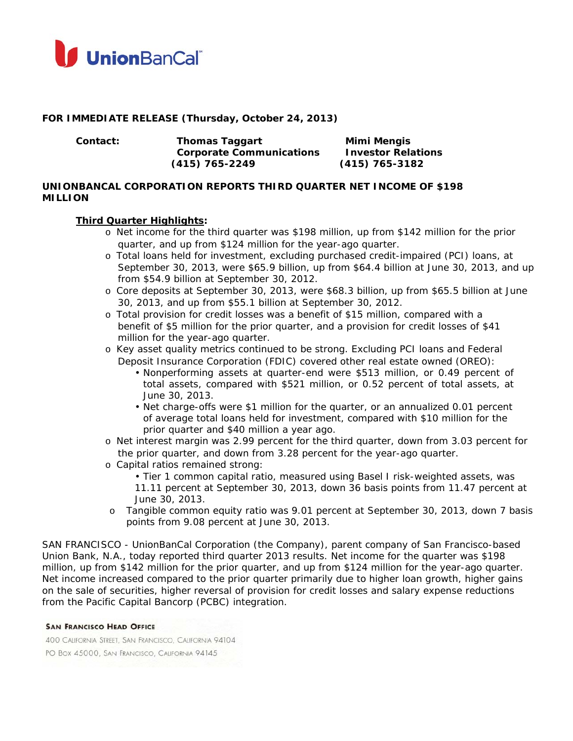UnionBanCal

**FOR IMMEDIATE RELEASE (Thursday, October 24, 2013)**

**Contact:** **Thomas Taggart** **Mimi Mengis**
**Corporate Communications** **Investor Relations**
**(415) 765-2249** **(415) 765-3182**

# UNIONBANCAL CORPORATION REPORTS THIRD QUARTER NET INCOME OF $198 MILLION

**Third Quarter Highlights:**

- Net income for the third quarter was $198 million, up from $142 million for the prior quarter, and up from $124 million for the year-ago quarter.
- Total loans held for investment, excluding purchased credit-impaired (PCI) loans, at September 30, 2013, were $65.9 billion, up from $64.4 billion at June 30, 2013, and up from $54.9 billion at September 30, 2012.
- Core deposits at September 30, 2013, were $68.3 billion, up from $65.5 billion at June 30, 2013, and up from $55.1 billion at September 30, 2012.
- Total provision for credit losses was a benefit of $15 million, compared with a benefit of $5 million for the prior quarter, and a provision for credit losses of $41 million for the year-ago quarter.
- Key asset quality metrics continued to be strong. Excluding PCI loans and Federal Deposit Insurance Corporation (FDIC) covered other real estate owned (OREO):
  - Nonperforming assets at quarter-end were $513 million, or 0.49 percent of total assets, compared with $521 million, or 0.52 percent of total assets, at June 30, 2013.
  - Net charge-offs were $1 million for the quarter, or an annualized 0.01 percent of average total loans held for investment, compared with $10 million for the prior quarter and $40 million a year ago.
- Net interest margin was 2.99 percent for the third quarter, down from 3.03 percent for the prior quarter, and down from 3.28 percent for the year-ago quarter.
- Capital ratios remained strong:
  - Tier 1 common capital ratio, measured using Basel I risk-weighted assets, was 11.11 percent at September 30, 2013, down 36 basis points from 11.47 percent at June 30, 2013.
- Tangible common equity ratio was 9.01 percent at September 30, 2013, down 7 basis points from 9.08 percent at June 30, 2013.

SAN FRANCISCO - UnionBanCal Corporation (the Company), parent company of San Francisco-based Union Bank, N.A., today reported third quarter 2013 results. Net income for the quarter was $198 million, up from $142 million for the prior quarter, and up from $124 million for the year-ago quarter. Net income increased compared to the prior quarter primarily due to higher loan growth, higher gains on the sale of securities, higher reversal of provision for credit losses and salary expense reductions from the Pacific Capital Bancorp (PCBC) integration.

SAN FRANCISCO HEAD OFFICE
400 CALIFORNIA STREET, SAN FRANCISCO, CALIFORNIA 94104
PO BOX 45000, SAN FRANCISCO, CALIFORNIA 94145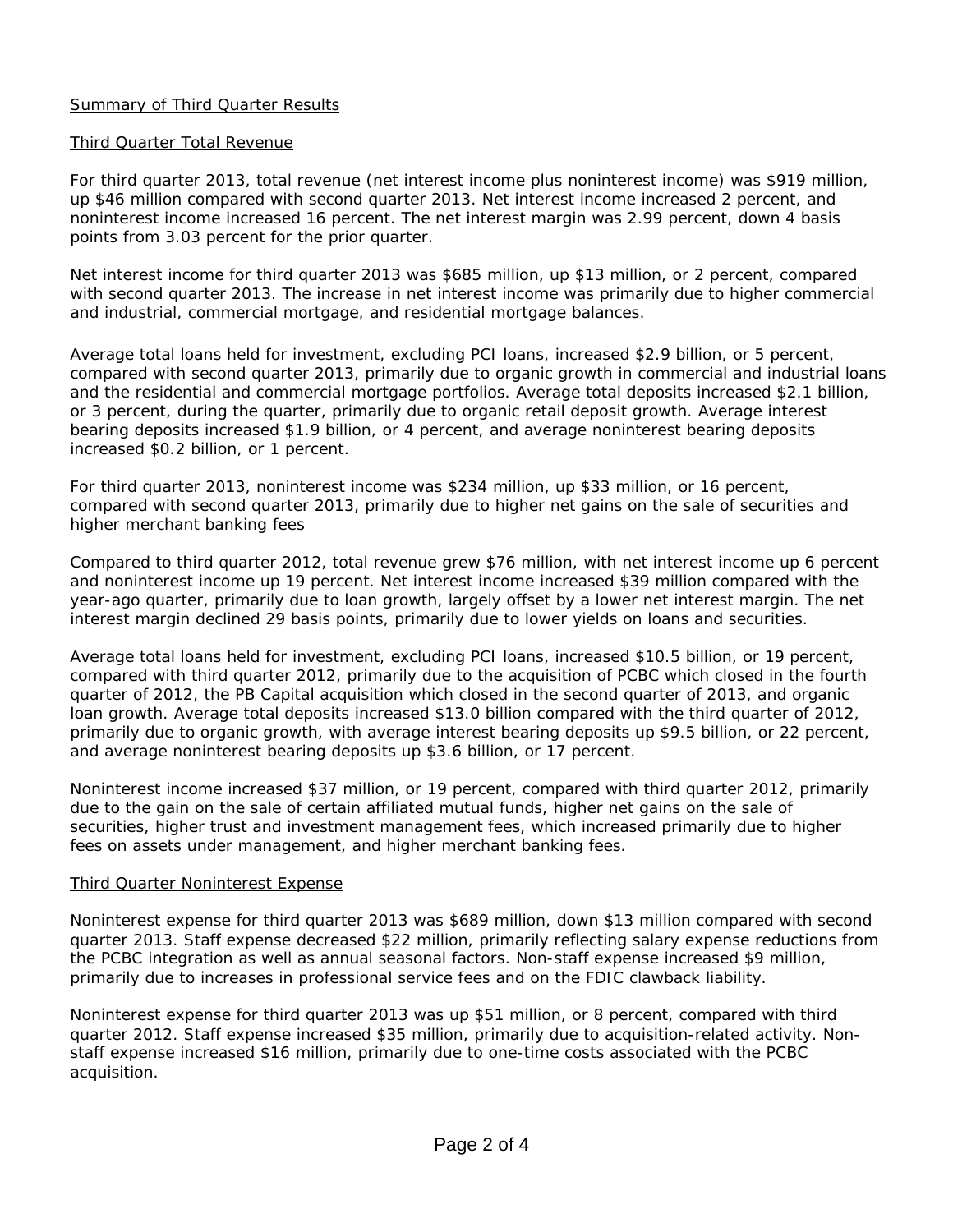## Summary of Third Quarter Results

### Third Quarter Total Revenue

For third quarter 2013, total revenue (net interest income plus noninterest income) was $919 million, up $46 million compared with second quarter 2013. Net interest income increased 2 percent, and noninterest income increased 16 percent. The net interest margin was 2.99 percent, down 4 basis points from 3.03 percent for the prior quarter.

Net interest income for third quarter 2013 was $685 million, up $13 million, or 2 percent, compared with second quarter 2013. The increase in net interest income was primarily due to higher commercial and industrial, commercial mortgage, and residential mortgage balances.

Average total loans held for investment, excluding PCI loans, increased $2.9 billion, or 5 percent, compared with second quarter 2013, primarily due to organic growth in commercial and industrial loans and the residential and commercial mortgage portfolios. Average total deposits increased $2.1 billion, or 3 percent, during the quarter, primarily due to organic retail deposit growth. Average interest bearing deposits increased $1.9 billion, or 4 percent, and average noninterest bearing deposits increased $0.2 billion, or 1 percent.

For third quarter 2013, noninterest income was $234 million, up $33 million, or 16 percent, compared with second quarter 2013, primarily due to higher net gains on the sale of securities and higher merchant banking fees

Compared to third quarter 2012, total revenue grew $76 million, with net interest income up 6 percent and noninterest income up 19 percent. Net interest income increased $39 million compared with the year-ago quarter, primarily due to loan growth, largely offset by a lower net interest margin. The net interest margin declined 29 basis points, primarily due to lower yields on loans and securities.

Average total loans held for investment, excluding PCI loans, increased $10.5 billion, or 19 percent, compared with third quarter 2012, primarily due to the acquisition of PCBC which closed in the fourth quarter of 2012, the PB Capital acquisition which closed in the second quarter of 2013, and organic loan growth. Average total deposits increased $13.0 billion compared with the third quarter of 2012, primarily due to organic growth, with average interest bearing deposits up $9.5 billion, or 22 percent, and average noninterest bearing deposits up $3.6 billion, or 17 percent.

Noninterest income increased $37 million, or 19 percent, compared with third quarter 2012, primarily due to the gain on the sale of certain affiliated mutual funds, higher net gains on the sale of securities, higher trust and investment management fees, which increased primarily due to higher fees on assets under management, and higher merchant banking fees.

### Third Quarter Noninterest Expense

Noninterest expense for third quarter 2013 was $689 million, down $13 million compared with second quarter 2013. Staff expense decreased $22 million, primarily reflecting salary expense reductions from the PCBC integration as well as annual seasonal factors. Non-staff expense increased $9 million, primarily due to increases in professional service fees and on the FDIC clawback liability.

Noninterest expense for third quarter 2013 was up $51 million, or 8 percent, compared with third quarter 2012. Staff expense increased $35 million, primarily due to acquisition-related activity. Non-staff expense increased $16 million, primarily due to one-time costs associated with the PCBC acquisition.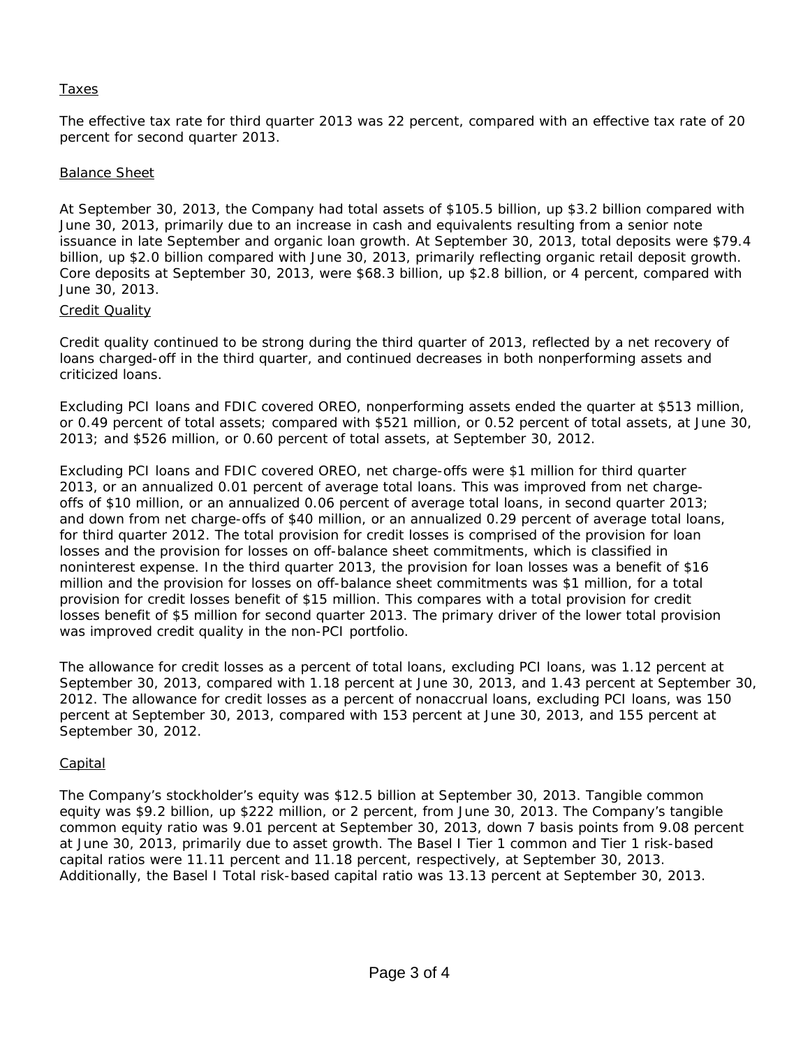## Taxes

The effective tax rate for third quarter 2013 was 22 percent, compared with an effective tax rate of 20 percent for second quarter 2013.

## Balance Sheet

At September 30, 2013, the Company had total assets of $105.5 billion, up $3.2 billion compared with June 30, 2013, primarily due to an increase in cash and equivalents resulting from a senior note issuance in late September and organic loan growth. At September 30, 2013, total deposits were $79.4 billion, up $2.0 billion compared with June 30, 2013, primarily reflecting organic retail deposit growth. Core deposits at September 30, 2013, were $68.3 billion, up $2.8 billion, or 4 percent, compared with June 30, 2013.

## Credit Quality

Credit quality continued to be strong during the third quarter of 2013, reflected by a net recovery of loans charged-off in the third quarter, and continued decreases in both nonperforming assets and criticized loans.

Excluding PCI loans and FDIC covered OREO, nonperforming assets ended the quarter at $513 million, or 0.49 percent of total assets; compared with $521 million, or 0.52 percent of total assets, at June 30, 2013; and $526 million, or 0.60 percent of total assets, at September 30, 2012.

Excluding PCI loans and FDIC covered OREO, net charge-offs were $1 million for third quarter 2013, or an annualized 0.01 percent of average total loans. This was improved from net charge-offs of $10 million, or an annualized 0.06 percent of average total loans, in second quarter 2013; and down from net charge-offs of $40 million, or an annualized 0.29 percent of average total loans, for third quarter 2012. The total provision for credit losses is comprised of the provision for loan losses and the provision for losses on off-balance sheet commitments, which is classified in noninterest expense. In the third quarter 2013, the provision for loan losses was a benefit of $16 million and the provision for losses on off-balance sheet commitments was $1 million, for a total provision for credit losses benefit of $15 million. This compares with a total provision for credit losses benefit of $5 million for second quarter 2013. The primary driver of the lower total provision was improved credit quality in the non-PCI portfolio.

The allowance for credit losses as a percent of total loans, excluding PCI loans, was 1.12 percent at September 30, 2013, compared with 1.18 percent at June 30, 2013, and 1.43 percent at September 30, 2012. The allowance for credit losses as a percent of nonaccrual loans, excluding PCI loans, was 150 percent at September 30, 2013, compared with 153 percent at June 30, 2013, and 155 percent at September 30, 2012.

## Capital

The Company's stockholder's equity was $12.5 billion at September 30, 2013. Tangible common equity was $9.2 billion, up $222 million, or 2 percent, from June 30, 2013. The Company's tangible common equity ratio was 9.01 percent at September 30, 2013, down 7 basis points from 9.08 percent at June 30, 2013, primarily due to asset growth. The Basel I Tier 1 common and Tier 1 risk-based capital ratios were 11.11 percent and 11.18 percent, respectively, at September 30, 2013. Additionally, the Basel I Total risk-based capital ratio was 13.13 percent at September 30, 2013.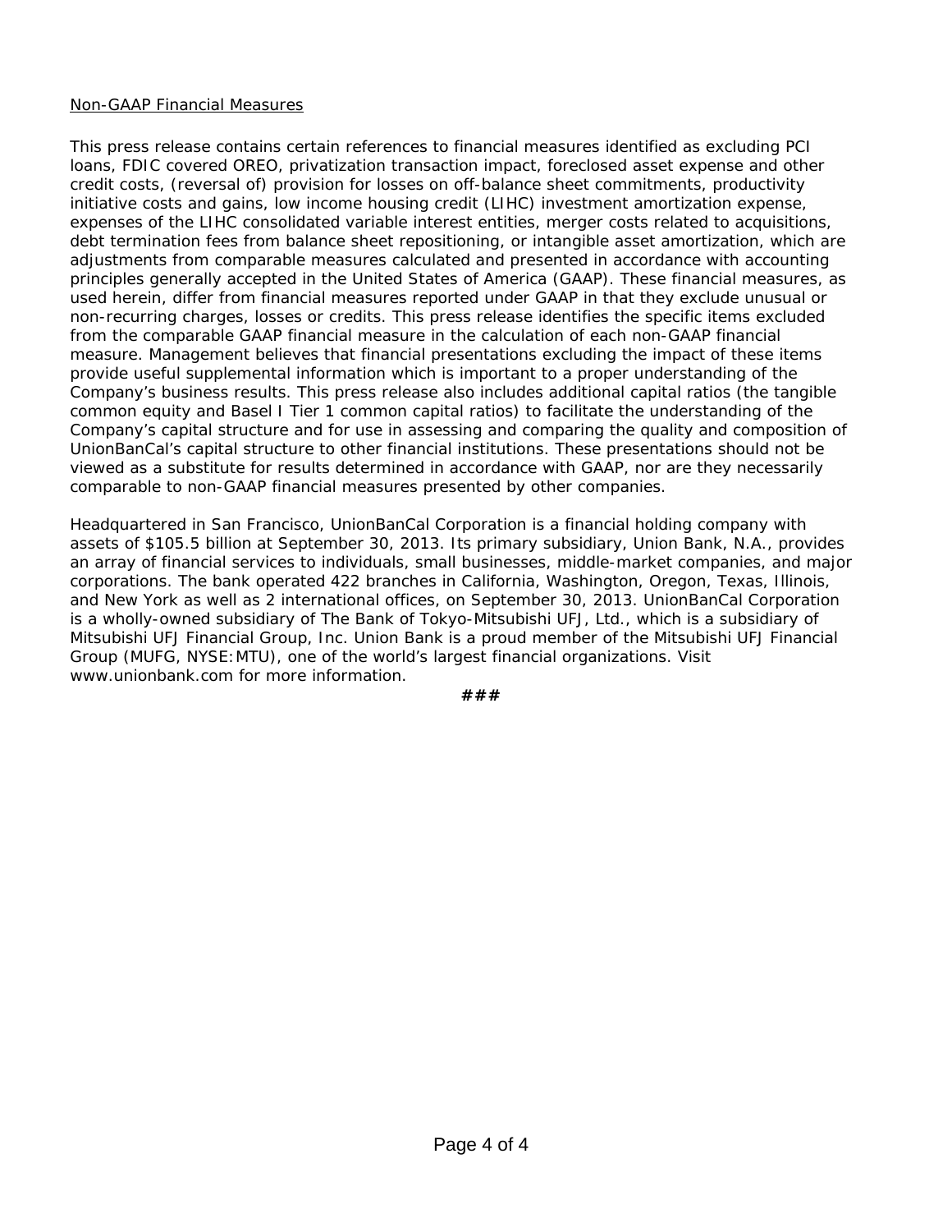Non-GAAP Financial Measures

This press release contains certain references to financial measures identified as excluding PCI loans, FDIC covered OREO, privatization transaction impact, foreclosed asset expense and other credit costs, (reversal of) provision for losses on off-balance sheet commitments, productivity initiative costs and gains, low income housing credit (LIHC) investment amortization expense, expenses of the LIHC consolidated variable interest entities, merger costs related to acquisitions, debt termination fees from balance sheet repositioning, or intangible asset amortization, which are adjustments from comparable measures calculated and presented in accordance with accounting principles generally accepted in the United States of America (GAAP). These financial measures, as used herein, differ from financial measures reported under GAAP in that they exclude unusual or non-recurring charges, losses or credits. This press release identifies the specific items excluded from the comparable GAAP financial measure in the calculation of each non-GAAP financial measure. Management believes that financial presentations excluding the impact of these items provide useful supplemental information which is important to a proper understanding of the Company's business results. This press release also includes additional capital ratios (the tangible common equity and Basel I Tier 1 common capital ratios) to facilitate the understanding of the Company's capital structure and for use in assessing and comparing the quality and composition of UnionBanCal's capital structure to other financial institutions. These presentations should not be viewed as a substitute for results determined in accordance with GAAP, nor are they necessarily comparable to non-GAAP financial measures presented by other companies.

Headquartered in San Francisco, UnionBanCal Corporation is a financial holding company with assets of $105.5 billion at September 30, 2013. Its primary subsidiary, Union Bank, N.A., provides an array of financial services to individuals, small businesses, middle-market companies, and major corporations. The bank operated 422 branches in California, Washington, Oregon, Texas, Illinois, and New York as well as 2 international offices, on September 30, 2013. UnionBanCal Corporation is a wholly-owned subsidiary of The Bank of Tokyo-Mitsubishi UFJ, Ltd., which is a subsidiary of Mitsubishi UFJ Financial Group, Inc. Union Bank is a proud member of the Mitsubishi UFJ Financial Group (MUFG, NYSE:MTU), one of the world's largest financial organizations. Visit www.unionbank.com for more information.

**###**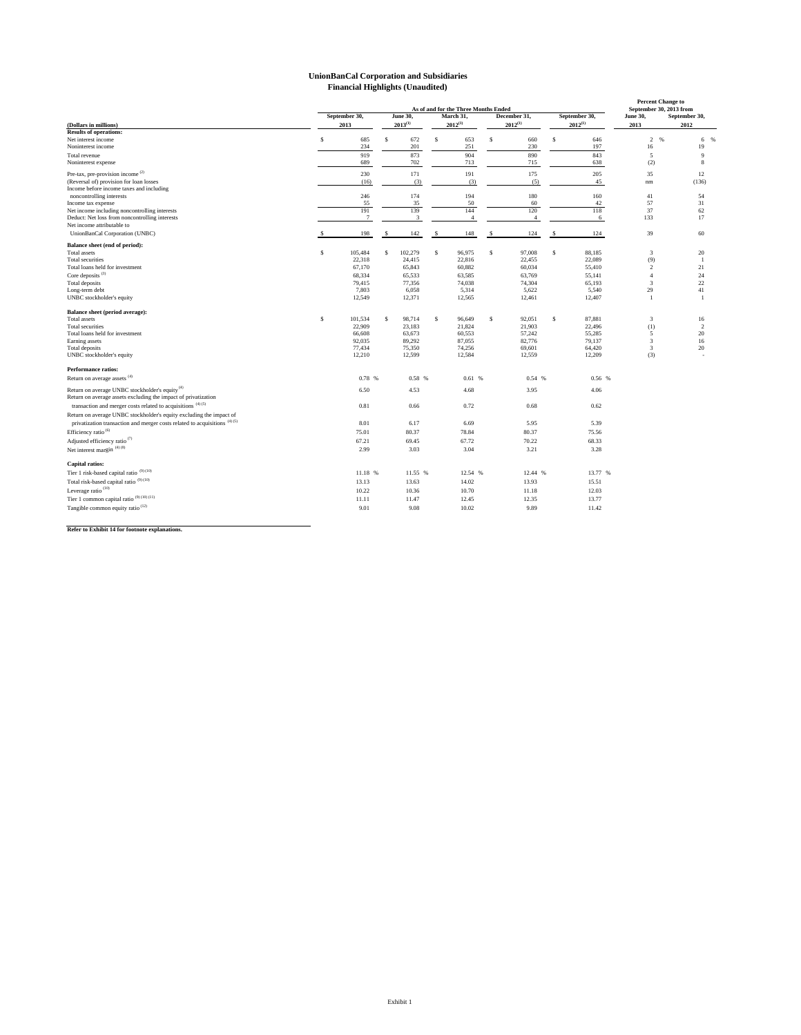# UnionBanCal Corporation and Subsidiaries
## Financial Highlights (Unaudited)

| (Dollars in millions) | As of and for the Three Months Ended September 30, 2013 | June 30, 2013[(1)] | March 31, 2012[(1)] | December 31, 2012[(1)] | September 30, 2012[(1)] | Percent Change to September 30, 2013 from June 30, 2013 | September 30, 2012 |
|---|---|---|---|---|---|---|---|
| **Results of operations:** | | | | | | | |
| Net interest income | $ 685 | $ 672 | $ 653 | $ 660 | $ 646 | 2 % | 6 % |
| Noninterest income | 234 | 201 | 251 | 230 | 197 | 16 | 19 |
| Total revenue | 919 | 873 | 904 | 890 | 843 | 5 | 9 |
| Noninterest expense | 689 | 702 | 713 | 715 | 638 | (2) | 8 |
| Pre-tax, pre-provision income [(2)] | 230 | 171 | 191 | 175 | 205 | 35 | 12 |
| (Reversal of) provision for loan losses | (16) | (3) | (3) | (5) | 45 | nm | (136) |
| Income before income taxes and including noncontrolling interests | 246 | 174 | 194 | 180 | 160 | 41 | 54 |
| Income tax expense | 55 | 35 | 50 | 60 | 42 | 57 | 31 |
| Net income including noncontrolling interests | 191 | 139 | 144 | 120 | 118 | 37 | 62 |
| Deduct: Net loss from noncontrolling interests | 7 | 3 | 4 | 4 | 6 | 133 | 17 |
| Net income attributable to UnionBanCal Corporation (UNBC) | $ 198 | $ 142 | $ 148 | $ 124 | $ 124 | 39 | 60 |
| **Balance sheet (end of period):** | | | | | | | |
| Total assets | $ 105,484 | $ 102,279 | $ 96,975 | $ 97,008 | $ 88,185 | 3 | 20 |
| Total securities | 22,318 | 24,415 | 22,816 | 22,455 | 22,089 | (9) | 1 |
| Total loans held for investment | 67,170 | 65,843 | 60,882 | 60,034 | 55,410 | 2 | 21 |
| Core deposits [(3)] | 68,334 | 65,533 | 63,585 | 63,769 | 55,141 | 4 | 24 |
| Total deposits | 79,415 | 77,356 | 74,038 | 74,304 | 65,193 | 3 | 22 |
| Long-term debt | 7,803 | 6,058 | 5,314 | 5,622 | 5,540 | 29 | 41 |
| UNBC stockholder's equity | 12,549 | 12,371 | 12,565 | 12,461 | 12,407 | 1 | 1 |
| **Balance sheet (period average):** | | | | | | | |
| Total assets | $ 101,534 | $ 98,714 | $ 96,649 | $ 92,051 | $ 87,881 | 3 | 16 |
| Total securities | 22,909 | 23,183 | 21,824 | 21,903 | 22,496 | (1) | 2 |
| Total loans held for investment | 66,608 | 63,673 | 60,553 | 57,242 | 55,285 | 5 | 20 |
| Earning assets | 92,035 | 89,292 | 87,055 | 82,776 | 79,137 | 3 | 16 |
| Total deposits | 77,434 | 75,350 | 74,256 | 69,601 | 64,420 | 3 | 20 |
| UNBC stockholder's equity | 12,210 | 12,599 | 12,584 | 12,559 | 12,209 | (3) | - |
| **Performance ratios:** | | | | | | | |
| Return on average assets [(4)] | 0.78 % | 0.58 % | 0.61 % | 0.54 % | 0.56 % | | |
| Return on average UNBC stockholder's equity [(4)] | 6.50 | 4.53 | 4.68 | 3.95 | 4.06 | | |
| Return on average assets excluding the impact of privatization transaction and merger costs related to acquisitions [(4) (5)] | 0.81 | 0.66 | 0.72 | 0.68 | 0.62 | | |
| Return on average UNBC stockholder's equity excluding the impact of privatization transaction and merger costs related to acquisitions [(4) (5)] | 8.01 | 6.17 | 6.69 | 5.95 | 5.39 | | |
| Efficiency ratio [(6)] | 75.01 | 80.37 | 78.84 | 80.37 | 75.56 | | |
| Adjusted efficiency ratio [(7)] | 67.21 | 69.45 | 67.72 | 70.22 | 68.33 | | |
| Net interest margin [(4) (8)] | 2.99 | 3.03 | 3.04 | 3.21 | 3.28 | | |
| **Capital ratios:** | | | | | | | |
| Tier 1 risk-based capital ratio [(9) (10)] | 11.18 % | 11.55 % | 12.54 % | 12.44 % | 13.77 % | | |
| Total risk-based capital ratio [(9) (10)] | 13.13 | 13.63 | 14.02 | 13.93 | 15.51 | | |
| Leverage ratio [(10)] | 10.22 | 10.36 | 10.70 | 11.18 | 12.03 | | |
| Tier 1 common capital ratio [(9) (10) (11)] | 11.11 | 11.47 | 12.45 | 12.35 | 13.77 | | |
| Tangible common equity ratio [(12)] | 9.01 | 9.08 | 10.02 | 9.89 | 11.42 | | |

**Refer to Exhibit 14 for footnote explanations.**

Exhibit 1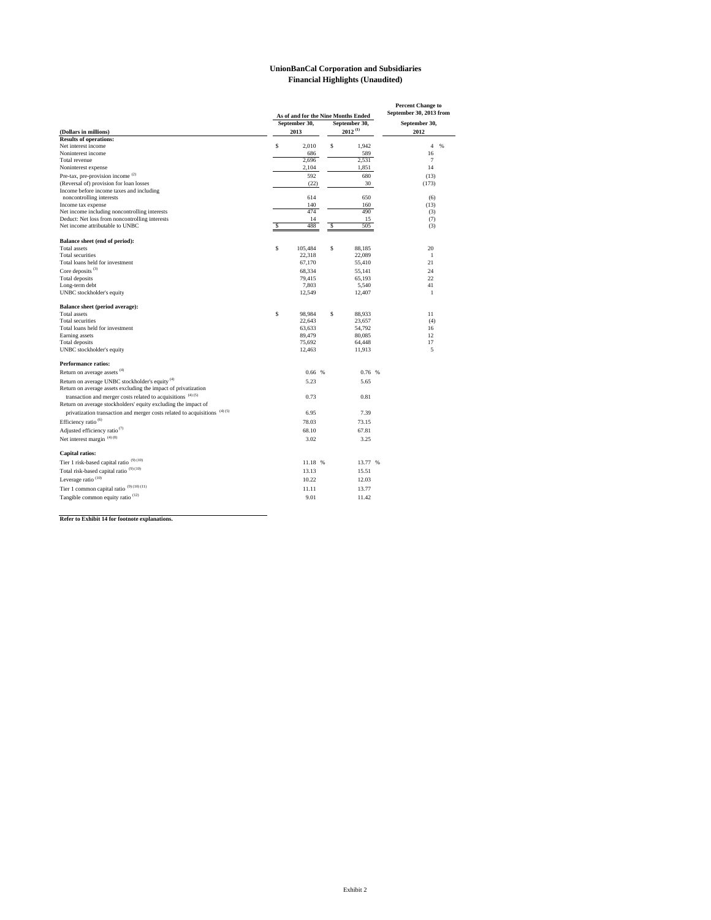# UnionBanCal Corporation and Subsidiaries
## Financial Highlights (Unaudited)

| (Dollars in millions) | As of and for the Nine Months Ended September 30, 2013 | September 30, 2012 [1] | Percent Change to September 30, 2013 from September 30, 2012 |
|---|---|---|---|
| **Results of operations:** | | | |
| Net interest income | $ 2,010 | $ 1,942 | 4 % |
| Noninterest income | 686 | 589 | 16 |
| Total revenue | 2,696 | 2,531 | 7 |
| Noninterest expense | 2,104 | 1,851 | 14 |
| Pre-tax, pre-provision income [2] | 592 | 680 | (13) |
| (Reversal of) provision for loan losses | (22) | 30 | (173) |
| Income before income taxes and including noncontrolling interests | 614 | 650 | (6) |
| Income tax expense | 140 | 160 | (13) |
| Net income including noncontrolling interests | 474 | 490 | (3) |
| Deduct: Net loss from noncontrolling interests | 14 | 15 | (7) |
| Net income attributable to UNBC | $ 488 | $ 505 | (3) |
| **Balance sheet (end of period):** | | | |
| Total assets | $ 105,484 | $ 88,185 | 20 |
| Total securities | 22,318 | 22,089 | 1 |
| Total loans held for investment | 67,170 | 55,410 | 21 |
| Core deposits [3] | 68,334 | 55,141 | 24 |
| Total deposits | 79,415 | 65,193 | 22 |
| Long-term debt | 7,803 | 5,540 | 41 |
| UNBC stockholder's equity | 12,549 | 12,407 | 1 |
| **Balance sheet (period average):** | | | |
| Total assets | $ 98,984 | $ 88,933 | 11 |
| Total securities | 22,643 | 23,657 | (4) |
| Total loans held for investment | 63,633 | 54,792 | 16 |
| Earning assets | 89,479 | 80,085 | 12 |
| Total deposits | 75,692 | 64,448 | 17 |
| UNBC stockholder's equity | 12,463 | 11,913 | 5 |
| **Performance ratios:** | | | |
| Return on average assets [4] | 0.66 % | 0.76 % | |
| Return on average UNBC stockholder's equity [4] | 5.23 | 5.65 | |
| Return on average assets excluding the impact of privatization transaction and merger costs related to acquisitions [4] [5] | 0.73 | 0.81 | |
| Return on average stockholders' equity excluding the impact of privatization transaction and merger costs related to acquisitions [4] [5] | 6.95 | 7.39 | |
| Efficiency ratio [6] | 78.03 | 73.15 | |
| Adjusted efficiency ratio [7] | 68.10 | 67.81 | |
| Net interest margin [4] [8] | 3.02 | 3.25 | |
| **Capital ratios:** | | | |
| Tier 1 risk-based capital ratio [9] [10] | 11.18 % | 13.77 % | |
| Total risk-based capital ratio [9] [10] | 13.13 | 15.51 | |
| Leverage ratio [10] | 10.22 | 12.03 | |
| Tier 1 common capital ratio [9] [10] [11] | 11.11 | 13.77 | |
| Tangible common equity ratio [12] | 9.01 | 11.42 | |

**Refer to Exhibit 14 for footnote explanations.**

Exhibit 2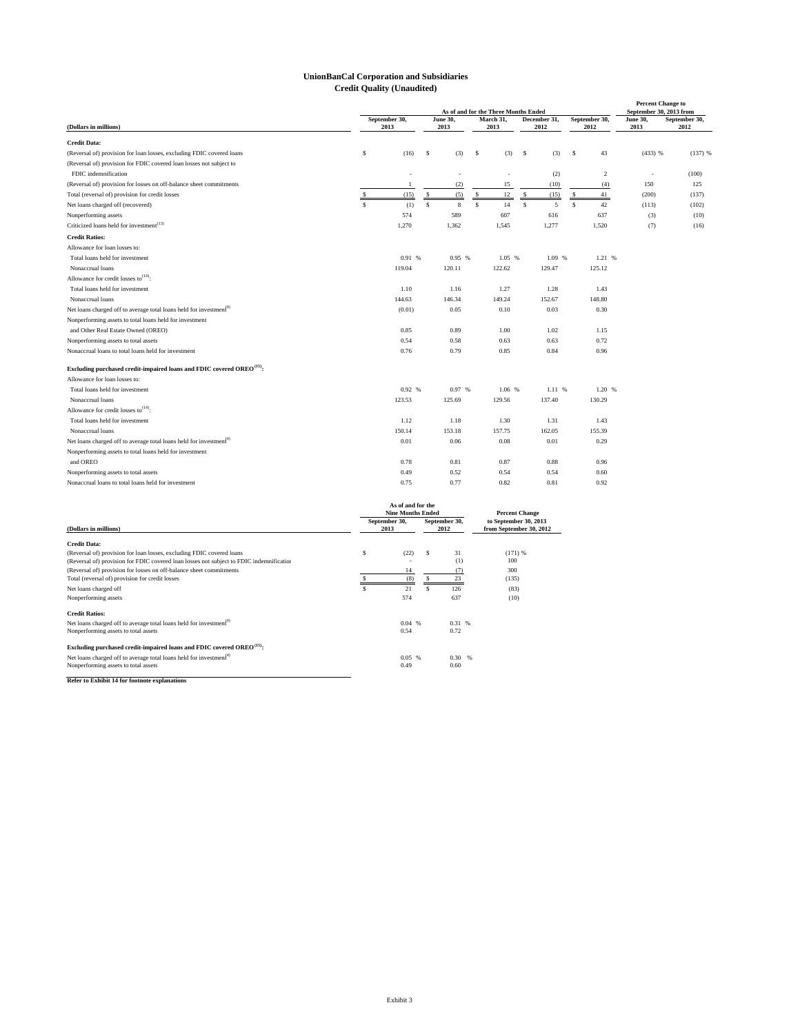# UnionBanCal Corporation and Subsidiaries
## Credit Quality (Unaudited)

| (Dollars in millions) | As of and for the Three Months Ended September 30, 2013 | June 30, 2013 | March 31, 2013 | December 31, 2012 | September 30, 2012 | Percent Change to September 30, 2013 from June 30, 2013 | September 30, 2012 |
|---|---|---|---|---|---|---|---|
| **Credit Data:** | | | | | | | |
| (Reversal of) provision for loan losses, excluding FDIC covered loans | $ (16) | $ (3) | $ (3) | $ (3) | $ 43 | (433) % | (137) % |
| (Reversal of) provision for FDIC covered loan losses not subject to FDIC indemnification | - | - | - | (2) | 2 | - | (100) |
| (Reversal of) provision for losses on off-balance sheet commitments | 1 | (2) | 15 | (10) | (4) | 150 | 125 |
| Total (reversal of) provision for credit losses | $ (15) | $ (5) | $ 12 | $ (15) | $ 41 | (200) | (137) |
| Net loans charged off (recovered) | $ (1) | $ 8 | $ 14 | $ 5 | $ 42 | (113) | (102) |
| Nonperforming assets | 574 | 589 | 607 | 616 | 637 | (3) | (10) |
| Criticized loans held for investment[13] | 1,270 | 1,362 | 1,545 | 1,277 | 1,520 | (7) | (16) |
| **Credit Ratios:** | | | | | | | |
| Allowance for loan losses to: | | | | | | | |
| Total loans held for investment | 0.91 % | 0.95 % | 1.05 % | 1.09 % | 1.21 % | | |
| Nonaccrual loans | 119.04 | 120.11 | 122.62 | 129.47 | 125.12 | | |
| Allowance for credit losses to[14]: | | | | | | | |
| Total loans held for investment | 1.10 | 1.16 | 1.27 | 1.28 | 1.43 | | |
| Nonaccrual loans | 144.63 | 146.34 | 149.24 | 152.67 | 148.80 | | |
| Net loans charged off to average total loans held for investment[4] | (0.01) | 0.05 | 0.10 | 0.03 | 0.30 | | |
| Nonperforming assets to total loans held for investment and Other Real Estate Owned (OREO) | 0.85 | 0.89 | 1.00 | 1.02 | 1.15 | | |
| Nonperforming assets to total assets | 0.54 | 0.58 | 0.63 | 0.63 | 0.72 | | |
| Nonaccrual loans to total loans held for investment | 0.76 | 0.79 | 0.85 | 0.84 | 0.96 | | |
| **Excluding purchased credit-impaired loans and FDIC covered OREO[15]:** | | | | | | | |
| Allowance for loan losses to: | | | | | | | |
| Total loans held for investment | 0.92 % | 0.97 % | 1.06 % | 1.11 % | 1.20 % | | |
| Nonaccrual loans | 123.53 | 125.69 | 129.56 | 137.40 | 130.29 | | |
| Allowance for credit losses to[14]: | | | | | | | |
| Total loans held for investment | 1.12 | 1.18 | 1.30 | 1.31 | 1.43 | | |
| Nonaccrual loans | 150.14 | 153.18 | 157.75 | 162.05 | 155.39 | | |
| Net loans charged off to average total loans held for investment[4] | 0.01 | 0.06 | 0.08 | 0.01 | 0.29 | | |
| Nonperforming assets to total loans held for investment and OREO | 0.78 | 0.81 | 0.87 | 0.88 | 0.96 | | |
| Nonperforming assets to total assets | 0.49 | 0.52 | 0.54 | 0.54 | 0.60 | | |
| Nonaccrual loans to total loans held for investment | 0.75 | 0.77 | 0.82 | 0.81 | 0.92 | | |

| (Dollars in millions) | As of and for the Nine Months Ended September 30, 2013 | September 30, 2012 | Percent Change to September 30, 2013 from September 30, 2012 |
|---|---|---|---|
| **Credit Data:** | | | |
| (Reversal of) provision for loan losses, excluding FDIC covered loans | $ (22) | $ 31 | (171) % |
| (Reversal of) provision for FDIC covered loan losses not subject to FDIC indemnification | - | (1) | 100 |
| (Reversal of) provision for losses on off-balance sheet commitments | 14 | (7) | 300 |
| Total (reversal of) provision for credit losses | $ (8) | $ 23 | (135) |
| Net loans charged off | $ 21 | $ 126 | (83) |
| Nonperforming assets | 574 | 637 | (10) |
| **Credit Ratios:** | | | |
| Net loans charged off to average total loans held for investment[4] | 0.04 % | 0.31 % | |
| Nonperforming assets to total assets | 0.54 | 0.72 | |
| **Excluding purchased credit-impaired loans and FDIC covered OREO[15]:** | | | |
| Net loans charged off to average total loans held for investment[4] | 0.05 % | 0.30 % | |
| Nonperforming assets to total assets | 0.49 | 0.60 | |

**Refer to Exhibit 14 for footnote explanations**

Exhibit 3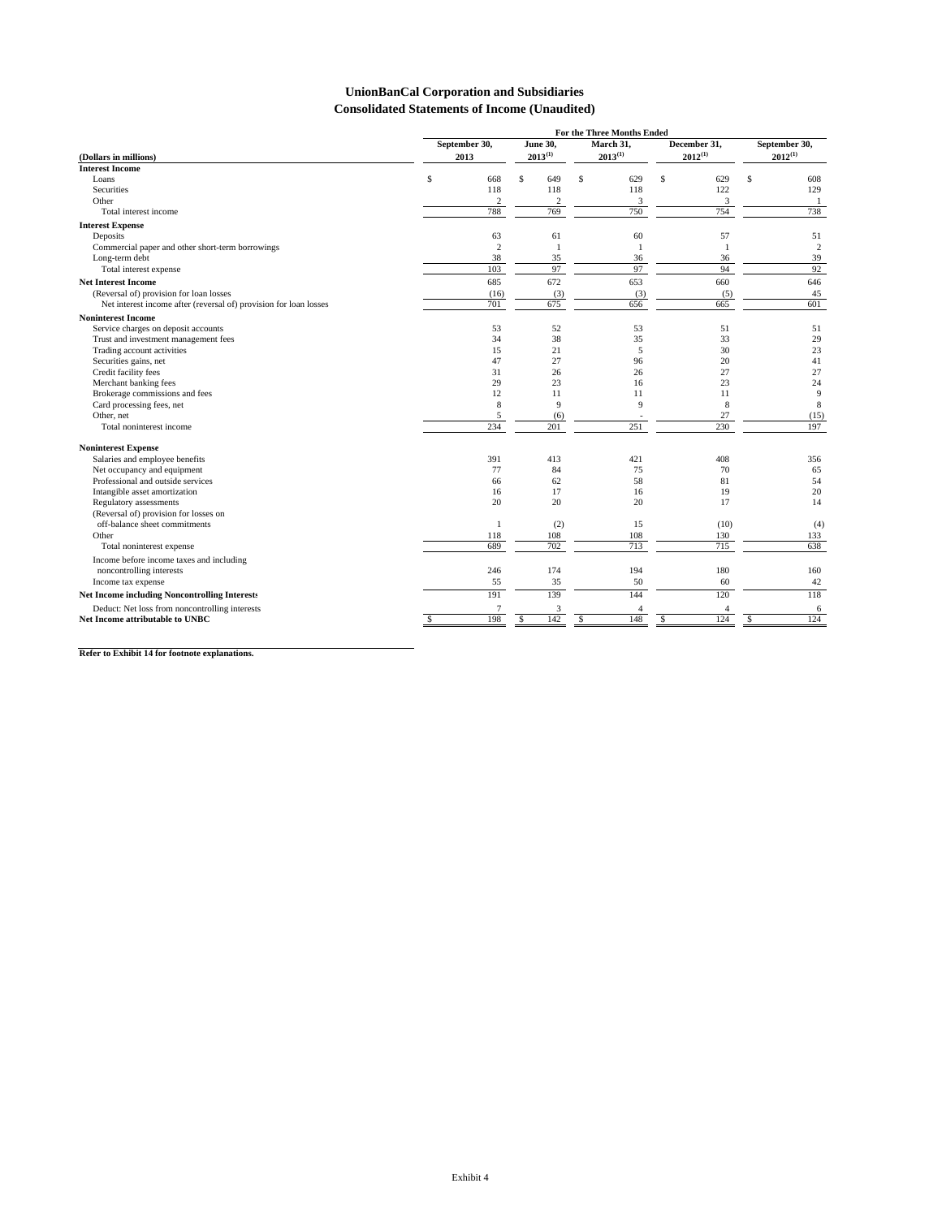# UnionBanCal Corporation and Subsidiaries
## Consolidated Statements of Income (Unaudited)

| (Dollars in millions) | September 30, 2013 | June 30, 2013[(1)] | March 31, 2013[(1)] | December 31, 2012[(1)] | September 30, 2012[(1)] |
|---|---|---|---|---|---|
| | For the Three Months Ended | | | | |
| **Interest Income** | | | | | |
| Loans | $ 668 | $ 649 | $ 629 | $ 629 | $ 608 |
| Securities | 118 | 118 | 118 | 122 | 129 |
| Other | 2 | 2 | 3 | 3 | 1 |
| Total interest income | 788 | 769 | 750 | 754 | 738 |
| **Interest Expense** | | | | | |
| Deposits | 63 | 61 | 60 | 57 | 51 |
| Commercial paper and other short-term borrowings | 2 | 1 | 1 | 1 | 2 |
| Long-term debt | 38 | 35 | 36 | 36 | 39 |
| Total interest expense | 103 | 97 | 97 | 94 | 92 |
| **Net Interest Income** | 685 | 672 | 653 | 660 | 646 |
| (Reversal of) provision for loan losses | (16) | (3) | (3) | (5) | 45 |
| Net interest income after (reversal of) provision for loan losses | 701 | 675 | 656 | 665 | 601 |
| **Noninterest Income** | | | | | |
| Service charges on deposit accounts | 53 | 52 | 53 | 51 | 51 |
| Trust and investment management fees | 34 | 38 | 35 | 33 | 29 |
| Trading account activities | 15 | 21 | 5 | 30 | 23 |
| Securities gains, net | 47 | 27 | 96 | 20 | 41 |
| Credit facility fees | 31 | 26 | 26 | 27 | 27 |
| Merchant banking fees | 29 | 23 | 16 | 23 | 24 |
| Brokerage commissions and fees | 12 | 11 | 11 | 11 | 9 |
| Card processing fees, net | 8 | 9 | 9 | 8 | 8 |
| Other, net | 5 | (6) | - | 27 | (15) |
| Total noninterest income | 234 | 201 | 251 | 230 | 197 |
| **Noninterest Expense** | | | | | |
| Salaries and employee benefits | 391 | 413 | 421 | 408 | 356 |
| Net occupancy and equipment | 77 | 84 | 75 | 70 | 65 |
| Professional and outside services | 66 | 62 | 58 | 81 | 54 |
| Intangible asset amortization | 16 | 17 | 16 | 19 | 20 |
| Regulatory assessments | 20 | 20 | 20 | 17 | 14 |
| (Reversal of) provision for losses on off-balance sheet commitments | 1 | (2) | 15 | (10) | (4) |
| Other | 118 | 108 | 108 | 130 | 133 |
| Total noninterest expense | 689 | 702 | 713 | 715 | 638 |
| Income before income taxes and including noncontrolling interests | 246 | 174 | 194 | 180 | 160 |
| Income tax expense | 55 | 35 | 50 | 60 | 42 |
| **Net Income including Noncontrolling Interests** | 191 | 139 | 144 | 120 | 118 |
| Deduct: Net loss from noncontrolling interests | 7 | 3 | 4 | 4 | 6 |
| **Net Income attributable to UNBC** | $ 198 | $ 142 | $ 148 | $ 124 | $ 124 |

**Refer to Exhibit 14 for footnote explanations.**

Exhibit 4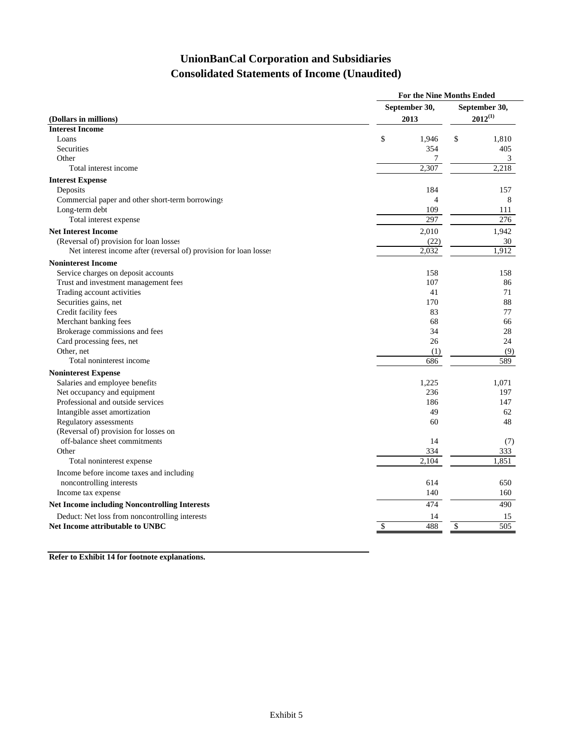# UnionBanCal Corporation and Subsidiaries
# Consolidated Statements of Income (Unaudited)

| (Dollars in millions) | For the Nine Months Ended September 30, 2013 | For the Nine Months Ended September 30, 2012[(1)] |
|---|---|---|
| **Interest Income** | | |
| Loans | $ 1,946 | $ 1,810 |
| Securities | 354 | 405 |
| Other | 7 | 3 |
| Total interest income | 2,307 | 2,218 |
| **Interest Expense** | | |
| Deposits | 184 | 157 |
| Commercial paper and other short-term borrowings | 4 | 8 |
| Long-term debt | 109 | 111 |
| Total interest expense | 297 | 276 |
| **Net Interest Income** | 2,010 | 1,942 |
| (Reversal of) provision for loan losses | (22) | 30 |
| Net interest income after (reversal of) provision for loan losses | 2,032 | 1,912 |
| **Noninterest Income** | | |
| Service charges on deposit accounts | 158 | 158 |
| Trust and investment management fees | 107 | 86 |
| Trading account activities | 41 | 71 |
| Securities gains, net | 170 | 88 |
| Credit facility fees | 83 | 77 |
| Merchant banking fees | 68 | 66 |
| Brokerage commissions and fees | 34 | 28 |
| Card processing fees, net | 26 | 24 |
| Other, net | (1) | (9) |
| Total noninterest income | 686 | 589 |
| **Noninterest Expense** | | |
| Salaries and employee benefits | 1,225 | 1,071 |
| Net occupancy and equipment | 236 | 197 |
| Professional and outside services | 186 | 147 |
| Intangible asset amortization | 49 | 62 |
| Regulatory assessments | 60 | 48 |
| (Reversal of) provision for losses on off-balance sheet commitments | 14 | (7) |
| Other | 334 | 333 |
| Total noninterest expense | 2,104 | 1,851 |
| Income before income taxes and including noncontrolling interests | 614 | 650 |
| Income tax expense | 140 | 160 |
| **Net Income including Noncontrolling Interests** | 474 | 490 |
| Deduct: Net loss from noncontrolling interests | 14 | 15 |
| **Net Income attributable to UNBC** | $ 488 | $ 505 |

**Refer to Exhibit 14 for footnote explanations.**

Exhibit 5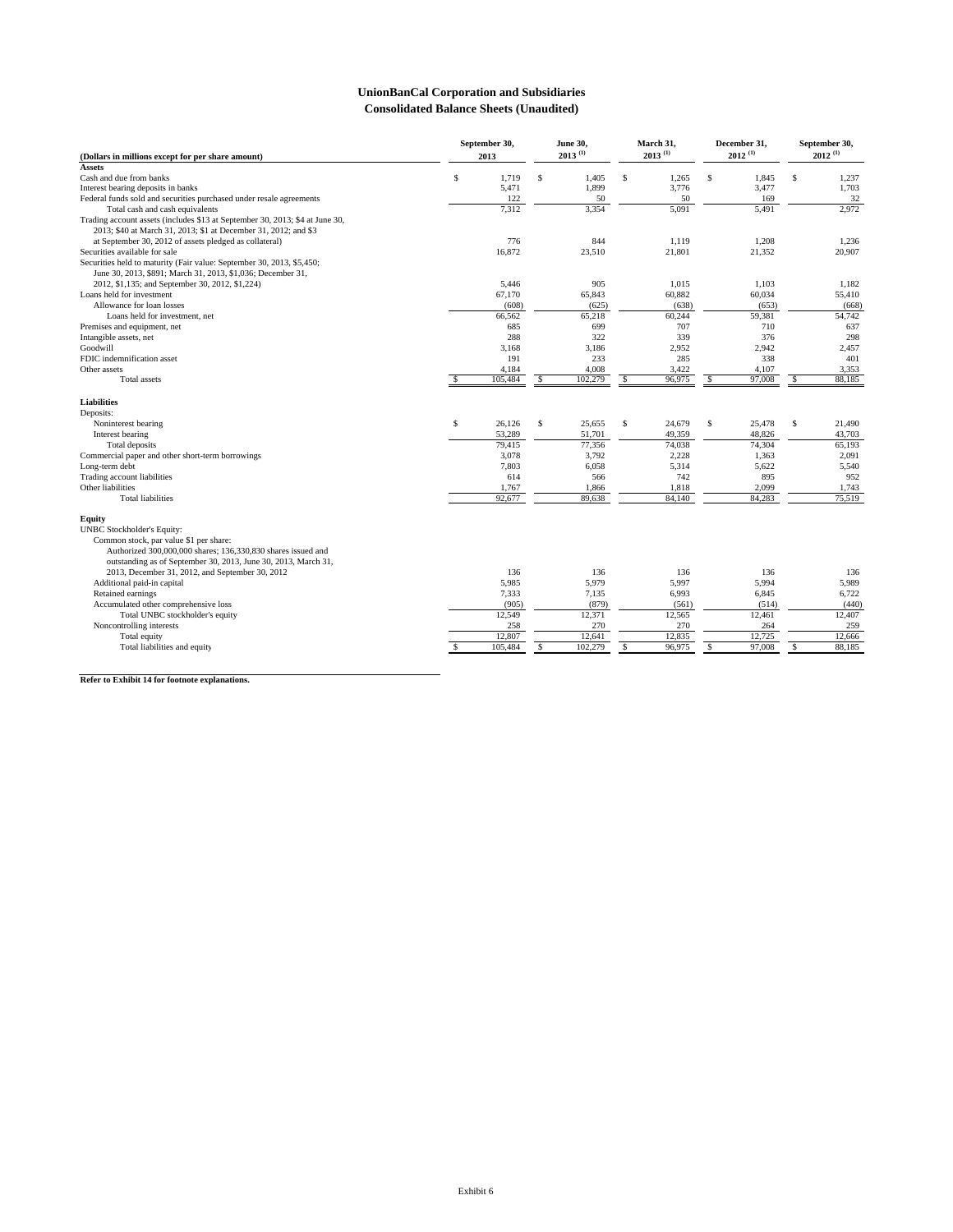# UnionBanCal Corporation and Subsidiaries
## Consolidated Balance Sheets (Unaudited)

| (Dollars in millions except for per share amount) | September 30, 2013 | June 30, 2013 (1) | March 31, 2013 (1) | December 31, 2012 (1) | September 30, 2012 (1) |
|---|---|---|---|---|---|
| **Assets** | | | | | |
| Cash and due from banks | $ 1,719 | $ 1,405 | $ 1,265 | $ 1,845 | $ 1,237 |
| Interest bearing deposits in banks | 5,471 | 1,899 | 3,776 | 3,477 | 1,703 |
| Federal funds sold and securities purchased under resale agreements | 122 | 50 | 50 | 169 | 32 |
| Total cash and cash equivalents | 7,312 | 3,354 | 5,091 | 5,491 | 2,972 |
| Trading account assets (includes $13 at September 30, 2013; $4 at June 30, 2013; $40 at March 31, 2013; $1 at December 31, 2012; and $3 at September 30, 2012 of assets pledged as collateral) | 776 | 844 | 1,119 | 1,208 | 1,236 |
| Securities available for sale | 16,872 | 23,510 | 21,801 | 21,352 | 20,907 |
| Securities held to maturity (Fair value: September 30, 2013, $5,450; June 30, 2013, $891; March 31, 2013, $1,036; December 31, 2012, $1,135; and September 30, 2012, $1,224) | 5,446 | 905 | 1,015 | 1,103 | 1,182 |
| Loans held for investment | 67,170 | 65,843 | 60,882 | 60,034 | 55,410 |
| Allowance for loan losses | (608) | (625) | (638) | (653) | (668) |
| Loans held for investment, net | 66,562 | 65,218 | 60,244 | 59,381 | 54,742 |
| Premises and equipment, net | 685 | 699 | 707 | 710 | 637 |
| Intangible assets, net | 288 | 322 | 339 | 376 | 298 |
| Goodwill | 3,168 | 3,186 | 2,952 | 2,942 | 2,457 |
| FDIC indemnification asset | 191 | 233 | 285 | 338 | 401 |
| Other assets | 4,184 | 4,008 | 3,422 | 4,107 | 3,353 |
| Total assets | $ 105,484 | $ 102,279 | $ 96,975 | $ 97,008 | $ 88,185 |
| **Liabilities** | | | | | |
| Deposits: | | | | | |
| Noninterest bearing | $ 26,126 | $ 25,655 | $ 24,679 | $ 25,478 | $ 21,490 |
| Interest bearing | 53,289 | 51,701 | 49,359 | 48,826 | 43,703 |
| Total deposits | 79,415 | 77,356 | 74,038 | 74,304 | 65,193 |
| Commercial paper and other short-term borrowings | 3,078 | 3,792 | 2,228 | 1,363 | 2,091 |
| Long-term debt | 7,803 | 6,058 | 5,314 | 5,622 | 5,540 |
| Trading account liabilities | 614 | 566 | 742 | 895 | 952 |
| Other liabilities | 1,767 | 1,866 | 1,818 | 2,099 | 1,743 |
| Total liabilities | 92,677 | 89,638 | 84,140 | 84,283 | 75,519 |
| **Equity** | | | | | |
| UNBC Stockholder's Equity: | | | | | |
| Common stock, par value $1 per share: Authorized 300,000,000 shares; 136,330,830 shares issued and outstanding as of September 30, 2013, June 30, 2013, March 31, 2013, December 31, 2012, and September 30, 2012 | 136 | 136 | 136 | 136 | 136 |
| Additional paid-in capital | 5,985 | 5,979 | 5,997 | 5,994 | 5,989 |
| Retained earnings | 7,333 | 7,135 | 6,993 | 6,845 | 6,722 |
| Accumulated other comprehensive loss | (905) | (879) | (561) | (514) | (440) |
| Total UNBC stockholder's equity | 12,549 | 12,371 | 12,565 | 12,461 | 12,407 |
| Noncontrolling interests | 258 | 270 | 270 | 264 | 259 |
| Total equity | 12,807 | 12,641 | 12,835 | 12,725 | 12,666 |
| Total liabilities and equity | $ 105,484 | $ 102,279 | $ 96,975 | $ 97,008 | $ 88,185 |

**Refer to Exhibit 14 for footnote explanations.**

Exhibit 6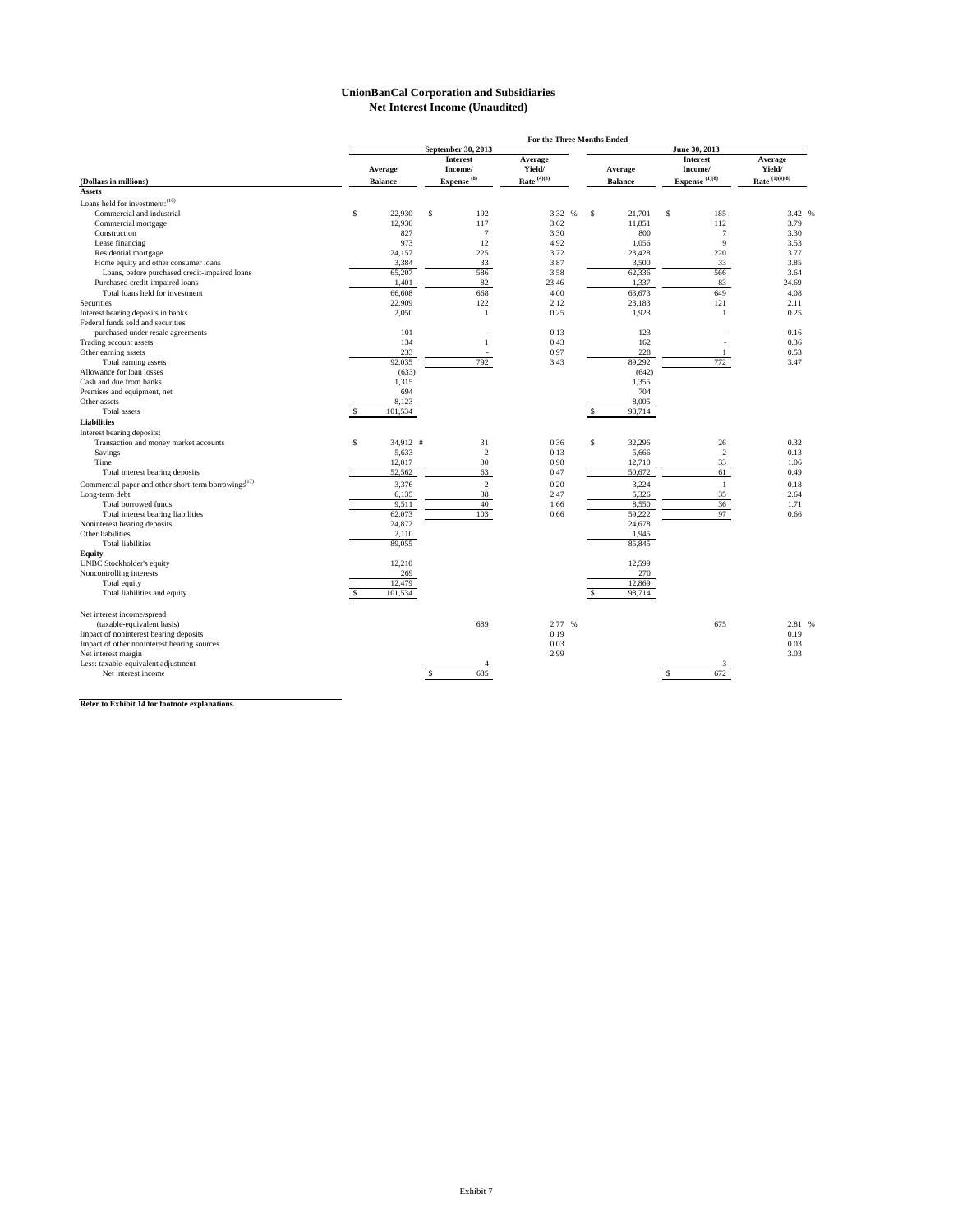# UnionBanCal Corporation and Subsidiaries
## Net Interest Income (Unaudited)

| | For the Three Months Ended | | | | | |
|---|---|---|---|---|---|---|
| | September 30, 2013 | | | June 30, 2013 | | |
| (Dollars in millions) | Average Balance | Interest Income/ Expense [8] | Average Yield/ Rate [(4)(8)] | Average Balance | Interest Income/ Expense [(1)(8)] | Average Yield/ Rate [(1)(4)(8)] |
| **Assets** | | | | | | |
| Loans held for investment:[16] | | | | | | |
| Commercial and industrial | $ 22,930 | $ 192 | 3.32 % | $ 21,701 | $ 185 | 3.42 % |
| Commercial mortgage | 12,936 | 117 | 3.62 | 11,851 | 112 | 3.79 |
| Construction | 827 | 7 | 3.30 | 800 | 7 | 3.30 |
| Lease financing | 973 | 12 | 4.92 | 1,056 | 9 | 3.53 |
| Residential mortgage | 24,157 | 225 | 3.72 | 23,428 | 220 | 3.77 |
| Home equity and other consumer loans | 3,384 | 33 | 3.87 | 3,500 | 33 | 3.85 |
| Loans, before purchased credit-impaired loans | 65,207 | 586 | 3.58 | 62,336 | 566 | 3.64 |
| Purchased credit-impaired loans | 1,401 | 82 | 23.46 | 1,337 | 83 | 24.69 |
| Total loans held for investment | 66,608 | 668 | 4.00 | 63,673 | 649 | 4.08 |
| Securities | 22,909 | 122 | 2.12 | 23,183 | 121 | 2.11 |
| Interest bearing deposits in banks | 2,050 | 1 | 0.25 | 1,923 | 1 | 0.25 |
| Federal funds sold and securities purchased under resale agreements | 101 | - | 0.13 | 123 | - | 0.16 |
| Trading account assets | 134 | 1 | 0.43 | 162 | - | 0.36 |
| Other earning assets | 233 | - | 0.97 | 228 | 1 | 0.53 |
| Total earning assets | 92,035 | 792 | 3.43 | 89,292 | 772 | 3.47 |
| Allowance for loan losses | (633) | | | (642) | | |
| Cash and due from banks | 1,315 | | | 1,355 | | |
| Premises and equipment, net | 694 | | | 704 | | |
| Other assets | 8,123 | | | 8,005 | | |
| Total assets | $ 101,534 | | | $ 98,714 | | |
| **Liabilities** | | | | | | |
| Interest bearing deposits: | | | | | | |
| Transaction and money market accounts | $ 34,912 # | 31 | 0.36 | $ 32,296 | 26 | 0.32 |
| Savings | 5,633 | 2 | 0.13 | 5,666 | 2 | 0.13 |
| Time | 12,017 | 30 | 0.98 | 12,710 | 33 | 1.06 |
| Total interest bearing deposits | 52,562 | 63 | 0.47 | 50,672 | 61 | 0.49 |
| Commercial paper and other short-term borrowings[17] | 3,376 | 2 | 0.20 | 3,224 | 1 | 0.18 |
| Long-term debt | 6,135 | 38 | 2.47 | 5,326 | 35 | 2.64 |
| Total borrowed funds | 9,511 | 40 | 1.66 | 8,550 | 36 | 1.71 |
| Total interest bearing liabilities | 62,073 | 103 | 0.66 | 59,222 | 97 | 0.66 |
| Noninterest bearing deposits | 24,872 | | | 24,678 | | |
| Other liabilities | 2,110 | | | 1,945 | | |
| Total liabilities | 89,055 | | | 85,845 | | |
| **Equity** | | | | | | |
| UNBC Stockholder's equity | 12,210 | | | 12,599 | | |
| Noncontrolling interests | 269 | | | 270 | | |
| Total equity | 12,479 | | | 12,869 | | |
| Total liabilities and equity | $ 101,534 | | | $ 98,714 | | |
| | | | | | | |
| Net interest income/spread (taxable-equivalent basis) | | 689 | 2.77 % | | 675 | 2.81 % |
| Impact of noninterest bearing deposits | | | 0.19 | | | 0.19 |
| Impact of other noninterest bearing sources | | | 0.03 | | | 0.03 |
| Net interest margin | | | 2.99 | | | 3.03 |
| Less: taxable-equivalent adjustment | | 4 | | | 3 | |
| Net interest income | | $ 685 | | | $ 672 | |

**Refer to Exhibit 14 for footnote explanations.**

Exhibit 7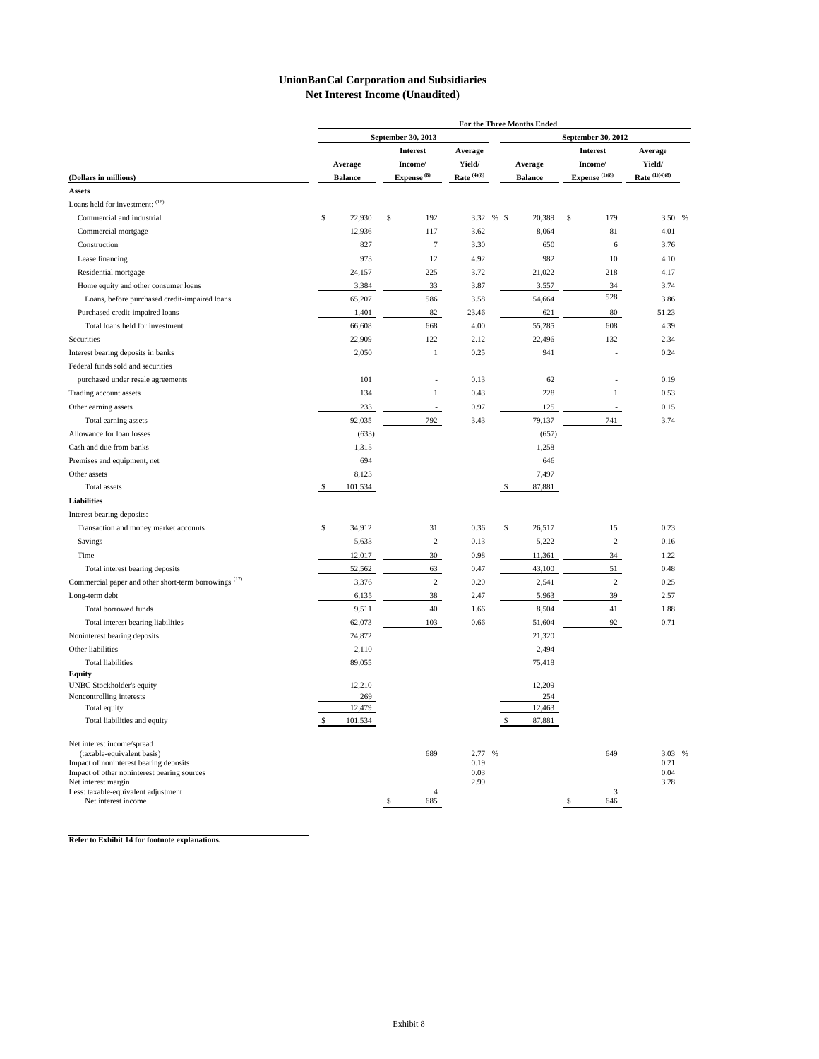# UnionBanCal Corporation and Subsidiaries
## Net Interest Income (Unaudited)

| (Dollars in millions) | For the Three Months Ended | | | | | |
|---|---|---|---|---|---|---|
| | September 30, 2013 | | | September 30, 2012 | | |
| | Average Balance | Interest Income/ Expense [8] | Average Yield/ Rate [4][8] | Average Balance | Interest Income/ Expense [1][8] | Average Yield/ Rate [1][4][8] |
| **Assets** | | | | | | |
| Loans held for investment: [16] | | | | | | |
| Commercial and industrial | $ 22,930 | $ 192 | 3.32 % | $ 20,389 | $ 179 | 3.50 % |
| Commercial mortgage | 12,936 | 117 | 3.62 | 8,064 | 81 | 4.01 |
| Construction | 827 | 7 | 3.30 | 650 | 6 | 3.76 |
| Lease financing | 973 | 12 | 4.92 | 982 | 10 | 4.10 |
| Residential mortgage | 24,157 | 225 | 3.72 | 21,022 | 218 | 4.17 |
| Home equity and other consumer loans | 3,384 | 33 | 3.87 | 3,557 | 34 | 3.74 |
| Loans, before purchased credit-impaired loans | 65,207 | 586 | 3.58 | 54,664 | 528 | 3.86 |
| Purchased credit-impaired loans | 1,401 | 82 | 23.46 | 621 | 80 | 51.23 |
| Total loans held for investment | 66,608 | 668 | 4.00 | 55,285 | 608 | 4.39 |
| Securities | 22,909 | 122 | 2.12 | 22,496 | 132 | 2.34 |
| Interest bearing deposits in banks | 2,050 | 1 | 0.25 | 941 | - | 0.24 |
| Federal funds sold and securities purchased under resale agreements | 101 | - | 0.13 | 62 | - | 0.19 |
| Trading account assets | 134 | 1 | 0.43 | 228 | 1 | 0.53 |
| Other earning assets | 233 | - | 0.97 | 125 | - | 0.15 |
| Total earning assets | 92,035 | 792 | 3.43 | 79,137 | 741 | 3.74 |
| Allowance for loan losses | (633) | | | (657) | | |
| Cash and due from banks | 1,315 | | | 1,258 | | |
| Premises and equipment, net | 694 | | | 646 | | |
| Other assets | 8,123 | | | 7,497 | | |
| Total assets | $ 101,534 | | | $ 87,881 | | |
| **Liabilities** | | | | | | |
| Interest bearing deposits: | | | | | | |
| Transaction and money market accounts | $ 34,912 | 31 | 0.36 | $ 26,517 | 15 | 0.23 |
| Savings | 5,633 | 2 | 0.13 | 5,222 | 2 | 0.16 |
| Time | 12,017 | 30 | 0.98 | 11,361 | 34 | 1.22 |
| Total interest bearing deposits | 52,562 | 63 | 0.47 | 43,100 | 51 | 0.48 |
| Commercial paper and other short-term borrowings [17] | 3,376 | 2 | 0.20 | 2,541 | 2 | 0.25 |
| Long-term debt | 6,135 | 38 | 2.47 | 5,963 | 39 | 2.57 |
| Total borrowed funds | 9,511 | 40 | 1.66 | 8,504 | 41 | 1.88 |
| Total interest bearing liabilities | 62,073 | 103 | 0.66 | 51,604 | 92 | 0.71 |
| Noninterest bearing deposits | 24,872 | | | 21,320 | | |
| Other liabilities | 2,110 | | | 2,494 | | |
| Total liabilities | 89,055 | | | 75,418 | | |
| **Equity** | | | | | | |
| UNBC Stockholder's equity | 12,210 | | | 12,209 | | |
| Noncontrolling interests | 269 | | | 254 | | |
| Total equity | 12,479 | | | 12,463 | | |
| Total liabilities and equity | $ 101,534 | | | $ 87,881 | | |
| Net interest income/spread (taxable-equivalent basis) | | 689 | 2.77 % | | 649 | 3.03 % |
| Impact of noninterest bearing deposits | | | 0.19 | | | 0.21 |
| Impact of other noninterest bearing sources | | | 0.03 | | | 0.04 |
| Net interest margin | | | 2.99 | | | 3.28 |
| Less: taxable-equivalent adjustment | | 4 | | | 3 | |
| Net interest income | | $ 685 | | | $ 646 | |

**Refer to Exhibit 14 for footnote explanations.**

Exhibit 8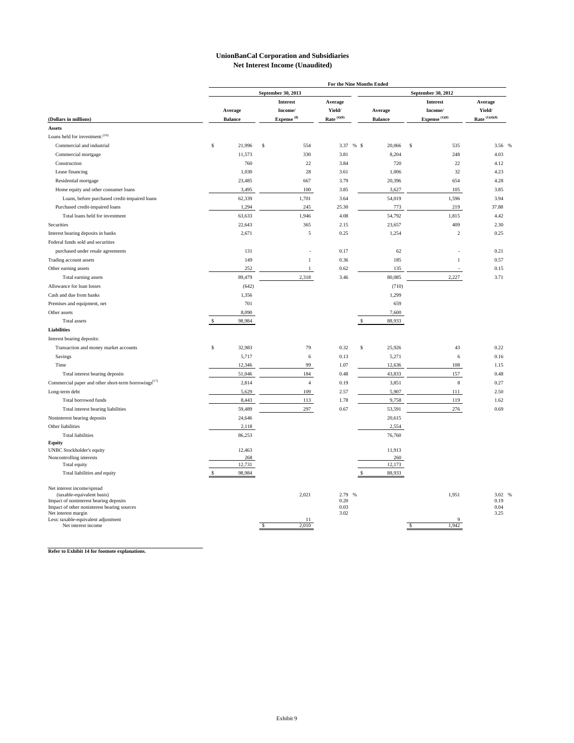# UnionBanCal Corporation and Subsidiaries
## Net Interest Income (Unaudited)

| (Dollars in millions) | For the Nine Months Ended September 30, 2013 Average Balance | Interest Income/ Expense [8] | Average Yield/ Rate [4][8] | September 30, 2012 Average Balance | Interest Income/ Expense [1][8] | Average Yield/ Rate [1][4][8] |
|---|---|---|---|---|---|---|
| **Assets** | | | | | | |
| Loans held for investment:[16] | | | | | | |
| Commercial and industrial | $ 21,996 | $ 554 | 3.37 % | $ 20,066 | $ 535 | 3.56 % |
| Commercial mortgage | 11,573 | 330 | 3.81 | 8,204 | 248 | 4.03 |
| Construction | 760 | 22 | 3.84 | 720 | 22 | 4.12 |
| Lease financing | 1,030 | 28 | 3.61 | 1,006 | 32 | 4.23 |
| Residential mortgage | 23,485 | 667 | 3.79 | 20,396 | 654 | 4.28 |
| Home equity and other consumer loans | 3,495 | 100 | 3.85 | 3,627 | 105 | 3.85 |
| Loans, before purchased credit-impaired loans | 62,339 | 1,701 | 3.64 | 54,019 | 1,596 | 3.94 |
| Purchased credit-impaired loans | 1,294 | 245 | 25.30 | 773 | 219 | 37.88 |
| Total loans held for investment | 63,633 | 1,946 | 4.08 | 54,792 | 1,815 | 4.42 |
| Securities | 22,643 | 365 | 2.15 | 23,657 | 409 | 2.30 |
| Interest bearing deposits in banks | 2,671 | 5 | 0.25 | 1,254 | 2 | 0.25 |
| Federal funds sold and securities purchased under resale agreements | 131 | - | 0.17 | 62 | - | 0.21 |
| Trading account assets | 149 | 1 | 0.36 | 185 | 1 | 0.57 |
| Other earning assets | 252 | 1 | 0.62 | 135 | - | 0.15 |
| Total earning assets | 89,479 | 2,318 | 3.46 | 80,085 | 2,227 | 3.71 |
| Allowance for loan losses | (642) | | | (710) | | |
| Cash and due from banks | 1,356 | | | 1,299 | | |
| Premises and equipment, net | 701 | | | 659 | | |
| Other assets | 8,090 | | | 7,600 | | |
| Total assets | $ 98,984 | | | $ 88,933 | | |
| **Liabilities** | | | | | | |
| Interest bearing deposits: | | | | | | |
| Transaction and money market accounts | $ 32,983 | 79 | 0.32 | $ 25,926 | 43 | 0.22 |
| Savings | 5,717 | 6 | 0.13 | 5,271 | 6 | 0.16 |
| Time | 12,346 | 99 | 1.07 | 12,636 | 108 | 1.15 |
| Total interest bearing deposits | 51,046 | 184 | 0.48 | 43,833 | 157 | 0.48 |
| Commercial paper and other short-term borrowings[17] | 2,814 | 4 | 0.19 | 3,851 | 8 | 0.27 |
| Long-term debt | 5,629 | 109 | 2.57 | 5,907 | 111 | 2.50 |
| Total borrowed funds | 8,443 | 113 | 1.78 | 9,758 | 119 | 1.62 |
| Total interest bearing liabilities | 59,489 | 297 | 0.67 | 53,591 | 276 | 0.69 |
| Noninterest bearing deposits | 24,646 | | | 20,615 | | |
| Other liabilities | 2,118 | | | 2,554 | | |
| Total liabilities | 86,253 | | | 76,760 | | |
| **Equity** | | | | | | |
| UNBC Stockholder's equity | 12,463 | | | 11,913 | | |
| Noncontrolling interests | 268 | | | 260 | | |
| Total equity | 12,731 | | | 12,173 | | |
| Total liabilities and equity | $ 98,984 | | | $ 88,933 | | |
| Net interest income/spread (taxable-equivalent basis) | | 2,021 | 2.79 % | | 1,951 | 3.02 % |
| Impact of noninterest bearing deposits | | | 0.20 | | | 0.19 |
| Impact of other noninterest bearing sources | | | 0.03 | | | 0.04 |
| Net interest margin | | | 3.02 | | | 3.25 |
| Less: taxable-equivalent adjustment | | 11 | | | 9 | |
| Net interest income | | $ 2,010 | | | $ 1,942 | |

**Refer to Exhibit 14 for footnote explanations.**

Exhibit 9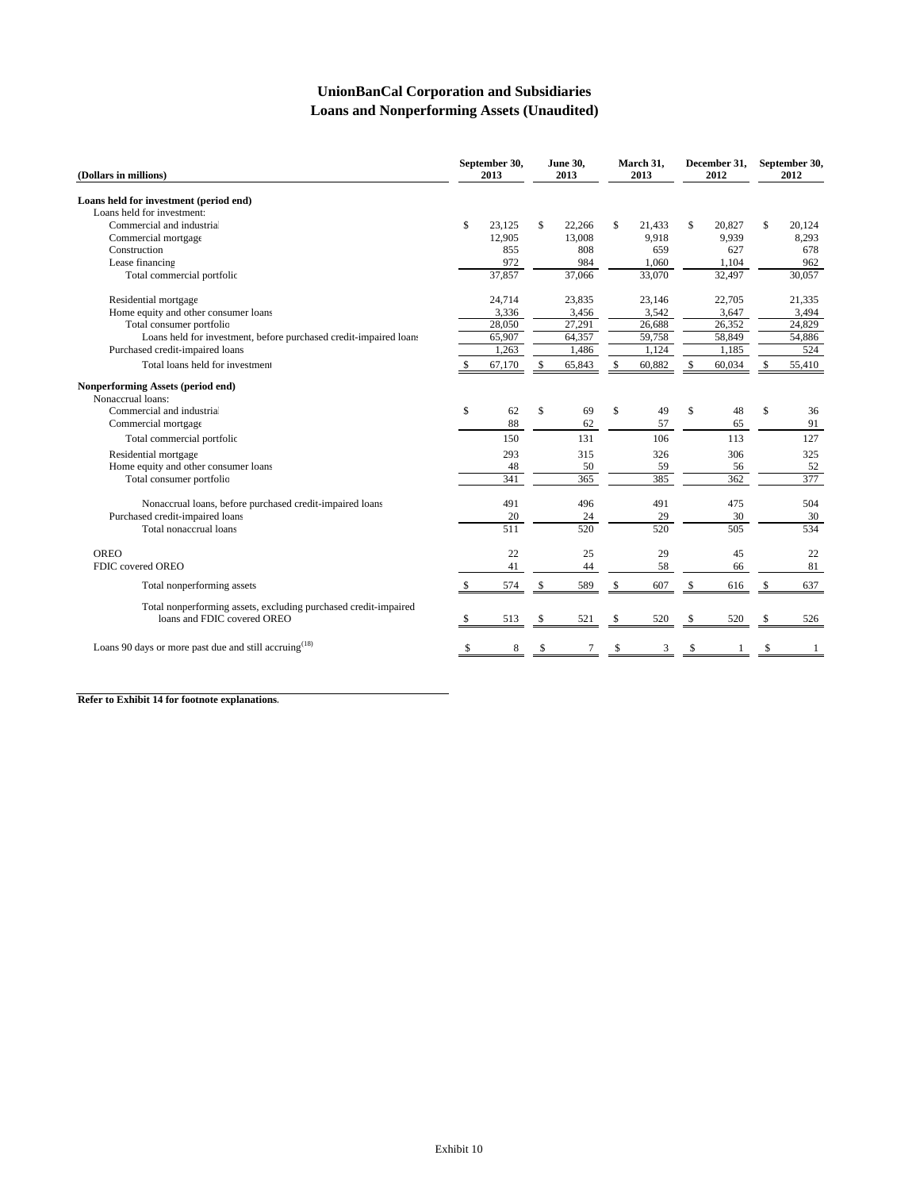# UnionBanCal Corporation and Subsidiaries
## Loans and Nonperforming Assets (Unaudited)

| (Dollars in millions) | September 30, 2013 | June 30, 2013 | March 31, 2013 | December 31, 2012 | September 30, 2012 |
|---|---|---|---|---|---|
| **Loans held for investment (period end)** | | | | | |
| Loans held for investment: | | | | | |
| Commercial and industrial | $ 23,125 | $ 22,266 | $ 21,433 | $ 20,827 | $ 20,124 |
| Commercial mortgage | 12,905 | 13,008 | 9,918 | 9,939 | 8,293 |
| Construction | 855 | 808 | 659 | 627 | 678 |
| Lease financing | 972 | 984 | 1,060 | 1,104 | 962 |
| Total commercial portfolio | 37,857 | 37,066 | 33,070 | 32,497 | 30,057 |
| Residential mortgage | 24,714 | 23,835 | 23,146 | 22,705 | 21,335 |
| Home equity and other consumer loans | 3,336 | 3,456 | 3,542 | 3,647 | 3,494 |
| Total consumer portfolio | 28,050 | 27,291 | 26,688 | 26,352 | 24,829 |
| Loans held for investment, before purchased credit-impaired loans | 65,907 | 64,357 | 59,758 | 58,849 | 54,886 |
| Purchased credit-impaired loans | 1,263 | 1,486 | 1,124 | 1,185 | 524 |
| Total loans held for investment | $ 67,170 | $ 65,843 | $ 60,882 | $ 60,034 | $ 55,410 |
| **Nonperforming Assets (period end)** | | | | | |
| Nonaccrual loans: | | | | | |
| Commercial and industrial | $ 62 | $ 69 | $ 49 | $ 48 | $ 36 |
| Commercial mortgage | 88 | 62 | 57 | 65 | 91 |
| Total commercial portfolio | 150 | 131 | 106 | 113 | 127 |
| Residential mortgage | 293 | 315 | 326 | 306 | 325 |
| Home equity and other consumer loans | 48 | 50 | 59 | 56 | 52 |
| Total consumer portfolio | 341 | 365 | 385 | 362 | 377 |
| Nonaccrual loans, before purchased credit-impaired loans | 491 | 496 | 491 | 475 | 504 |
| Purchased credit-impaired loans | 20 | 24 | 29 | 30 | 30 |
| Total nonaccrual loans | 511 | 520 | 520 | 505 | 534 |
| OREO | 22 | 25 | 29 | 45 | 22 |
| FDIC covered OREO | 41 | 44 | 58 | 66 | 81 |
| Total nonperforming assets | $ 574 | $ 589 | $ 607 | $ 616 | $ 637 |
| Total nonperforming assets, excluding purchased credit-impaired loans and FDIC covered OREO | $ 513 | $ 521 | $ 520 | $ 520 | $ 526 |
| Loans 90 days or more past due and still accruing[18] | $ 8 | $ 7 | $ 3 | $ 1 | $ 1 |

**Refer to Exhibit 14 for footnote explanations.**

Exhibit 10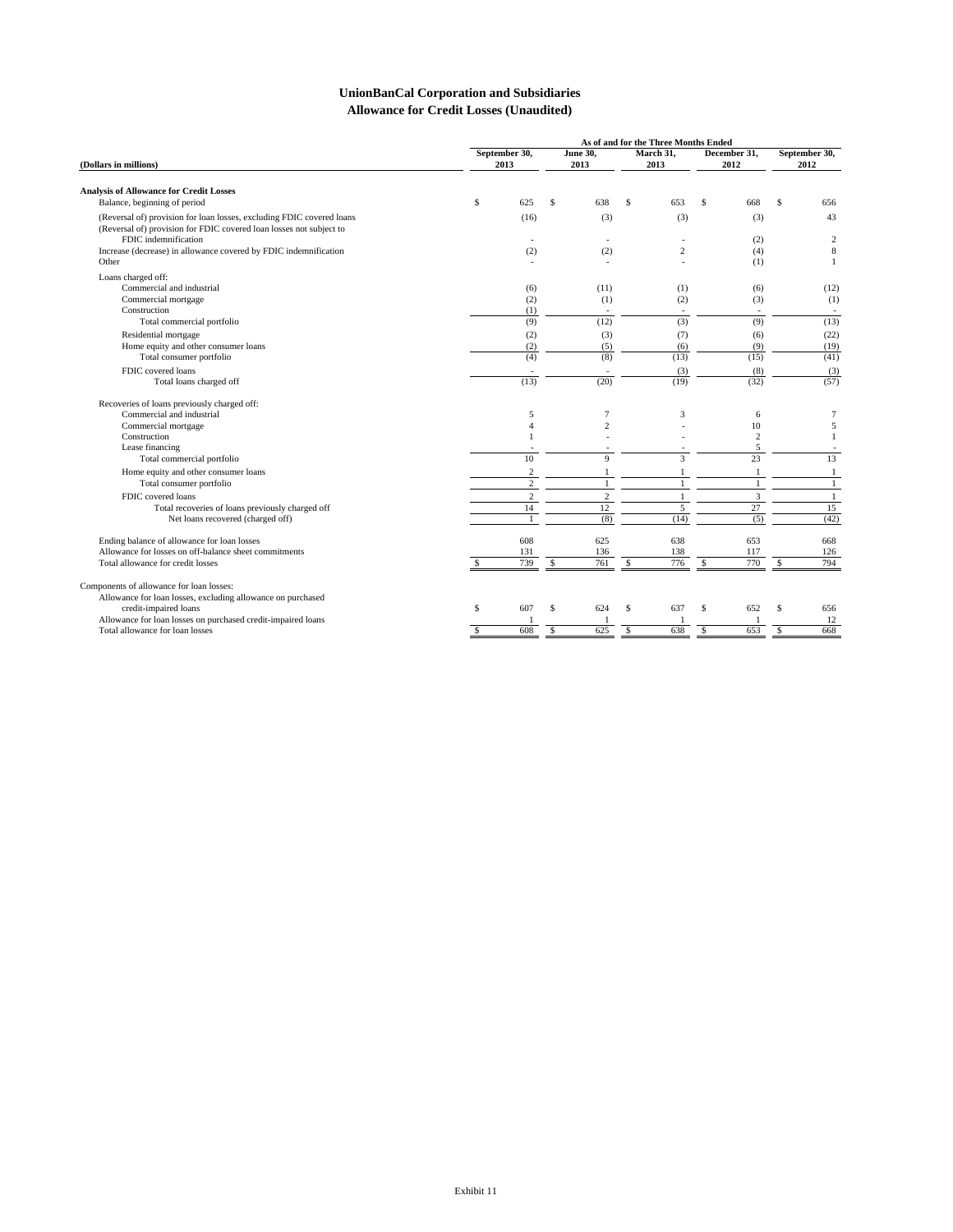# UnionBanCal Corporation and Subsidiaries
## Allowance for Credit Losses (Unaudited)

| (Dollars in millions) | September 30, 2013 | June 30, 2013 | March 31, 2013 | December 31, 2012 | September 30, 2012 |
|---|---|---|---|---|---|
| | *As of and for the Three Months Ended* | | | | |
| **Analysis of Allowance for Credit Losses** | | | | | |
| Balance, beginning of period | $ 625 | $ 638 | $ 653 | $ 668 | $ 656 |
| (Reversal of) provision for loan losses, excluding FDIC covered loans | (16) | (3) | (3) | (3) | 43 |
| (Reversal of) provision for FDIC covered loan losses not subject to FDIC indemnification | - | - | - | (2) | 2 |
| Increase (decrease) in allowance covered by FDIC indemnification | (2) | (2) | 2 | (4) | 8 |
| Other | - | - | - | (1) | 1 |
| Loans charged off: | | | | | |
| Commercial and industrial | (6) | (11) | (1) | (6) | (12) |
| Commercial mortgage | (2) | (1) | (2) | (3) | (1) |
| Construction | (1) | - | - | - | - |
| Total commercial portfolio | (9) | (12) | (3) | (9) | (13) |
| Residential mortgage | (2) | (3) | (7) | (6) | (22) |
| Home equity and other consumer loans | (2) | (5) | (6) | (9) | (19) |
| Total consumer portfolio | (4) | (8) | (13) | (15) | (41) |
| FDIC covered loans | - | - | (3) | (8) | (3) |
| Total loans charged off | (13) | (20) | (19) | (32) | (57) |
| Recoveries of loans previously charged off: | | | | | |
| Commercial and industrial | 5 | 7 | 3 | 6 | 7 |
| Commercial mortgage | 4 | 2 | - | 10 | 5 |
| Construction | 1 | - | - | 2 | 1 |
| Lease financing | - | - | - | 5 | - |
| Total commercial portfolio | 10 | 9 | 3 | 23 | 13 |
| Home equity and other consumer loans | 2 | 1 | 1 | 1 | 1 |
| Total consumer portfolio | 2 | 1 | 1 | 1 | 1 |
| FDIC covered loans | 2 | 2 | 1 | 3 | 1 |
| Total recoveries of loans previously charged off | 14 | 12 | 5 | 27 | 15 |
| Net loans recovered (charged off) | 1 | (8) | (14) | (5) | (42) |
| Ending balance of allowance for loan losses | 608 | 625 | 638 | 653 | 668 |
| Allowance for losses on off-balance sheet commitments | 131 | 136 | 138 | 117 | 126 |
| Total allowance for credit losses | $ 739 | $ 761 | $ 776 | $ 770 | $ 794 |
| Components of allowance for loan losses: | | | | | |
| Allowance for loan losses, excluding allowance on purchased credit-impaired loans | $ 607 | $ 624 | $ 637 | $ 652 | $ 656 |
| Allowance for loan losses on purchased credit-impaired loans | 1 | 1 | 1 | 1 | 12 |
| Total allowance for loan losses | $ 608 | $ 625 | $ 638 | $ 653 | $ 668 |

Exhibit 11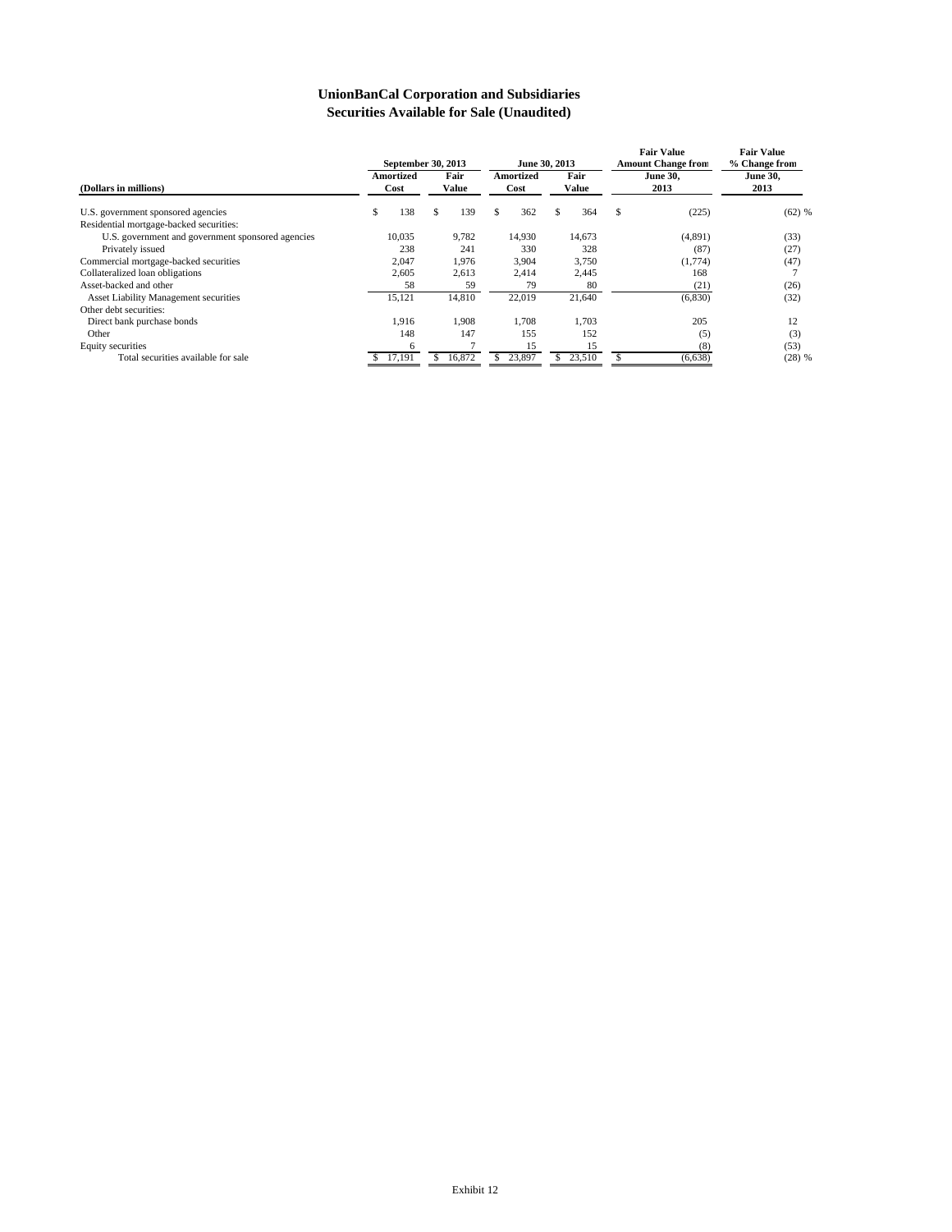# UnionBanCal Corporation and Subsidiaries
## Securities Available for Sale (Unaudited)

| (Dollars in millions) | September 30, 2013 Amortized Cost | September 30, 2013 Fair Value | June 30, 2013 Amortized Cost | June 30, 2013 Fair Value | Fair Value Amount Change from June 30, 2013 | Fair Value % Change from June 30, 2013 |
|---|---|---|---|---|---|---|
| U.S. government sponsored agencies | $ 138 | $ 139 | $ 362 | $ 364 | $ (225) | (62) % |
| Residential mortgage-backed securities: | | | | | | |
| U.S. government and government sponsored agencies | 10,035 | 9,782 | 14,930 | 14,673 | (4,891) | (33) |
| Privately issued | 238 | 241 | 330 | 328 | (87) | (27) |
| Commercial mortgage-backed securities | 2,047 | 1,976 | 3,904 | 3,750 | (1,774) | (47) |
| Collateralized loan obligations | 2,605 | 2,613 | 2,414 | 2,445 | 168 | 7 |
| Asset-backed and other | 58 | 59 | 79 | 80 | (21) | (26) |
| Asset Liability Management securities | 15,121 | 14,810 | 22,019 | 21,640 | (6,830) | (32) |
| Other debt securities: | | | | | | |
| Direct bank purchase bonds | 1,916 | 1,908 | 1,708 | 1,703 | 205 | 12 |
| Other | 148 | 147 | 155 | 152 | (5) | (3) |
| Equity securities | 6 | 7 | 15 | 15 | (8) | (53) |
| Total securities available for sale | $ 17,191 | $ 16,872 | $ 23,897 | $ 23,510 | $ (6,638) | (28) % |

Exhibit 12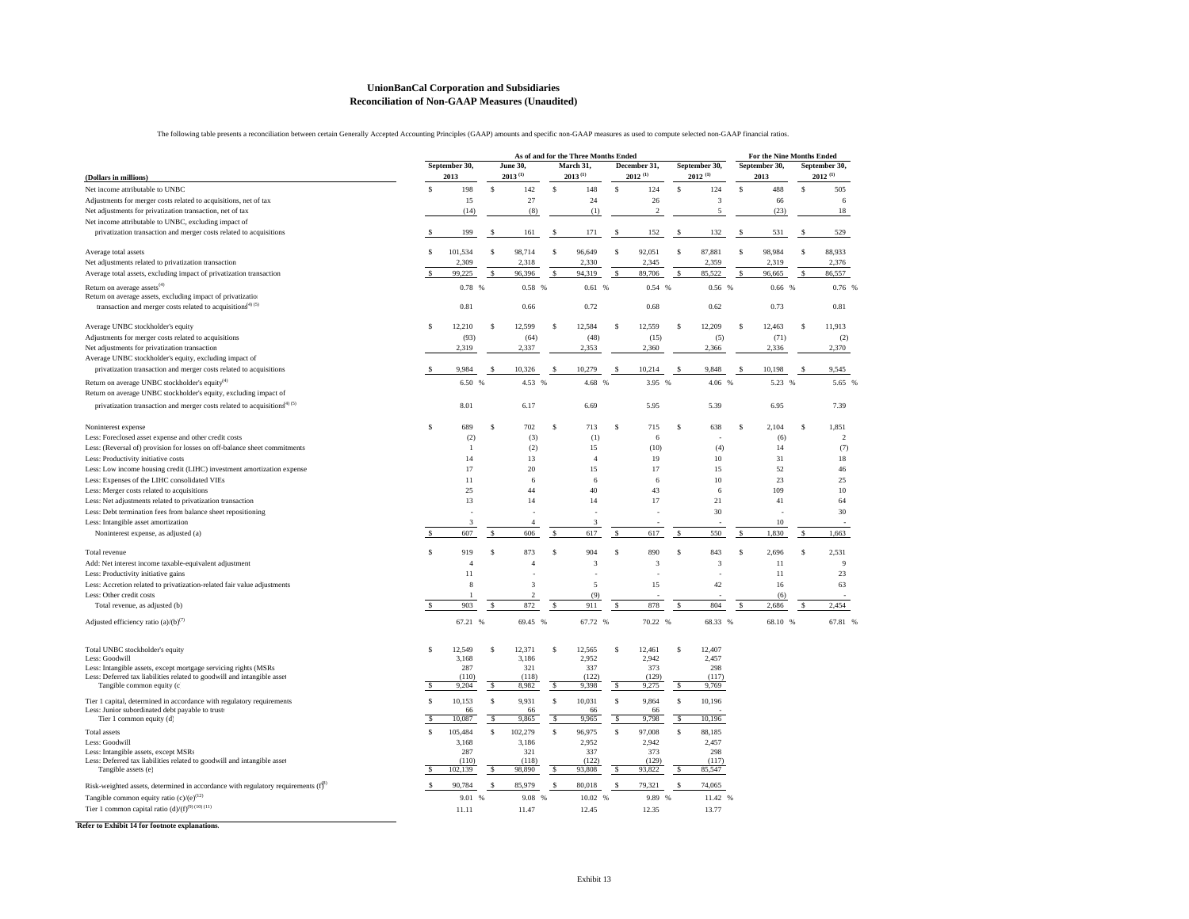# UnionBanCal Corporation and Subsidiaries
## Reconciliation of Non-GAAP Measures (Unaudited)

The following table presents a reconciliation between certain Generally Accepted Accounting Principles (GAAP) amounts and specific non-GAAP measures as used to compute selected non-GAAP financial ratios.

| (Dollars in millions) | As of and for the Three Months Ended September 30, 2013 | June 30, 2013 [1] | March 31, 2013 [1] | December 31, 2012 [1] | September 30, 2012 [1] | For the Nine Months Ended September 30, 2013 | September 30, 2012 [1] |
|---|---|---|---|---|---|---|---|
| Net income attributable to UNBC | $ 198 | $ 142 | $ 148 | $ 124 | $ 124 | $ 488 | $ 505 |
| Adjustments for merger costs related to acquisitions, net of tax | 15 | 27 | 24 | 26 | 3 | 66 | 6 |
| Net adjustments for privatization transaction, net of tax | (14) | (8) | (1) | 2 | 5 | (23) | 18 |
| Net income attributable to UNBC, excluding impact of privatization transaction and merger costs related to acquisitions | $ 199 | $ 161 | $ 171 | $ 152 | $ 132 | $ 531 | $ 529 |
| Average total assets | $ 101,534 | $ 98,714 | $ 96,649 | $ 92,051 | $ 87,881 | $ 98,984 | $ 88,933 |
| Net adjustments related to privatization transaction | 2,309 | 2,318 | 2,330 | 2,345 | 2,359 | 2,319 | 2,376 |
| Average total assets, excluding impact of privatization transaction | $ 99,225 | $ 96,396 | $ 94,319 | $ 89,706 | $ 85,522 | $ 96,665 | $ 86,557 |
| Return on average assets[4] | 0.78 % | 0.58 % | 0.61 % | 0.54 % | 0.56 % | 0.66 % | 0.76 % |
| Return on average assets, excluding impact of privatization transaction and merger costs related to acquisitions[4] [5] | 0.81 | 0.66 | 0.72 | 0.68 | 0.62 | 0.73 | 0.81 |
| Average UNBC stockholder's equity | $ 12,210 | $ 12,599 | $ 12,584 | $ 12,559 | $ 12,209 | $ 12,463 | $ 11,913 |
| Adjustments for merger costs related to acquisitions | (93) | (64) | (48) | (15) | (5) | (71) | (2) |
| Net adjustments for privatization transaction | 2,319 | 2,337 | 2,353 | 2,360 | 2,366 | 2,336 | 2,370 |
| Average UNBC stockholder's equity, excluding impact of privatization transaction and merger costs related to acquisitions | $ 9,984 | $ 10,326 | $ 10,279 | $ 10,214 | $ 9,848 | $ 10,198 | $ 9,545 |
| Return on average UNBC stockholder's equity[4] | 6.50 % | 4.53 % | 4.68 % | 3.95 % | 4.06 % | 5.23 % | 5.65 % |
| Return on average UNBC stockholder's equity, excluding impact of privatization transaction and merger costs related to acquisitions[4] [5] | 8.01 | 6.17 | 6.69 | 5.95 | 5.39 | 6.95 | 7.39 |
| Noninterest expense | $ 689 | $ 702 | $ 713 | $ 715 | $ 638 | $ 2,104 | $ 1,851 |
| Less: Foreclosed asset expense and other credit costs | (2) | (3) | (1) | 6 | - | (6) | 2 |
| Less: (Reversal of) provision for losses on off-balance sheet commitments | 1 | (2) | 15 | (10) | (4) | 14 | (7) |
| Less: Productivity initiative costs | 14 | 13 | 4 | 19 | 10 | 31 | 18 |
| Less: Low income housing credit (LIHC) investment amortization expense | 17 | 20 | 15 | 17 | 15 | 52 | 46 |
| Less: Expenses of the LIHC consolidated VIEs | 11 | 6 | 6 | 6 | 10 | 23 | 25 |
| Less: Merger costs related to acquisitions | 25 | 44 | 40 | 43 | 6 | 109 | 10 |
| Less: Net adjustments related to privatization transaction | 13 | 14 | 14 | 17 | 21 | 41 | 64 |
| Less: Debt termination fees from balance sheet repositioning | - | - | - | - | 30 | - | 30 |
| Less: Intangible asset amortization | 3 | 4 | 3 | - | - | 10 | - |
| Noninterest expense, as adjusted (a) | $ 607 | $ 606 | $ 617 | $ 617 | $ 550 | $ 1,830 | $ 1,663 |
| Total revenue | $ 919 | $ 873 | $ 904 | $ 890 | $ 843 | $ 2,696 | $ 2,531 |
| Add: Net interest income taxable-equivalent adjustment | 4 | 4 | 3 | 3 | 3 | 11 | 9 |
| Less: Productivity initiative gains | 11 | - | - | - | - | 11 | 23 |
| Less: Accretion related to privatization-related fair value adjustments | 8 | 3 | 5 | 15 | 42 | 16 | 63 |
| Less: Other credit costs | 1 | 2 | (9) | - | - | (6) | - |
| Total revenue, as adjusted (b) | $ 903 | $ 872 | $ 911 | $ 878 | $ 804 | $ 2,686 | $ 2,454 |
| Adjusted efficiency ratio (a)/(b)[7] | 67.21 % | 69.45 % | 67.72 % | 70.22 % | 68.33 % | 68.10 % | 67.81 % |
| Total UNBC stockholder's equity | $ 12,549 | $ 12,371 | $ 12,565 | $ 12,461 | $ 12,407 | | |
| Less: Goodwill | 3,168 | 3,186 | 2,952 | 2,942 | 2,457 | | |
| Less: Intangible assets, except mortgage servicing rights (MSRs | 287 | 321 | 337 | 373 | 298 | | |
| Less: Deferred tax liabilities related to goodwill and intangible asset | (110) | (118) | (122) | (129) | (117) | | |
| Tangible common equity (c | $ 9,204 | $ 8,982 | $ 9,398 | $ 9,275 | $ 9,769 | | |
| Tier 1 capital, determined in accordance with regulatory requirements | $ 10,153 | $ 9,931 | $ 10,031 | $ 9,864 | $ 10,196 | | |
| Less: Junior subordinated debt payable to trusts | 66 | 66 | 66 | 66 | - | | |
| Tier 1 common equity (d) | $ 10,087 | $ 9,865 | $ 9,965 | $ 9,798 | $ 10,196 | | |
| Total assets | $ 105,484 | $ 102,279 | $ 96,975 | $ 97,008 | $ 88,185 | | |
| Less: Goodwill | 3,168 | 3,186 | 2,952 | 2,942 | 2,457 | | |
| Less: Intangible assets, except MSRs | 287 | 321 | 337 | 373 | 298 | | |
| Less: Deferred tax liabilities related to goodwill and intangible asset | (110) | (118) | (122) | (129) | (117) | | |
| Tangible assets (e) | $ 102,139 | $ 98,890 | $ 93,808 | $ 93,822 | $ 85,547 | | |
| Risk-weighted assets, determined in accordance with regulatory requirements (f)[8] | $ 90,784 | $ 85,979 | $ 80,018 | $ 79,321 | $ 74,065 | | |
| Tangible common equity ratio (c)/(e)[12] | 9.01 % | 9.08 % | 10.02 % | 9.89 % | 11.42 % | | |
| Tier 1 common capital ratio (d)/(f)[9] [10] [11] | 11.11 | 11.47 | 12.45 | 12.35 | 13.77 | | |

**Refer to Exhibit 14 for footnote explanations.**

Exhibit 13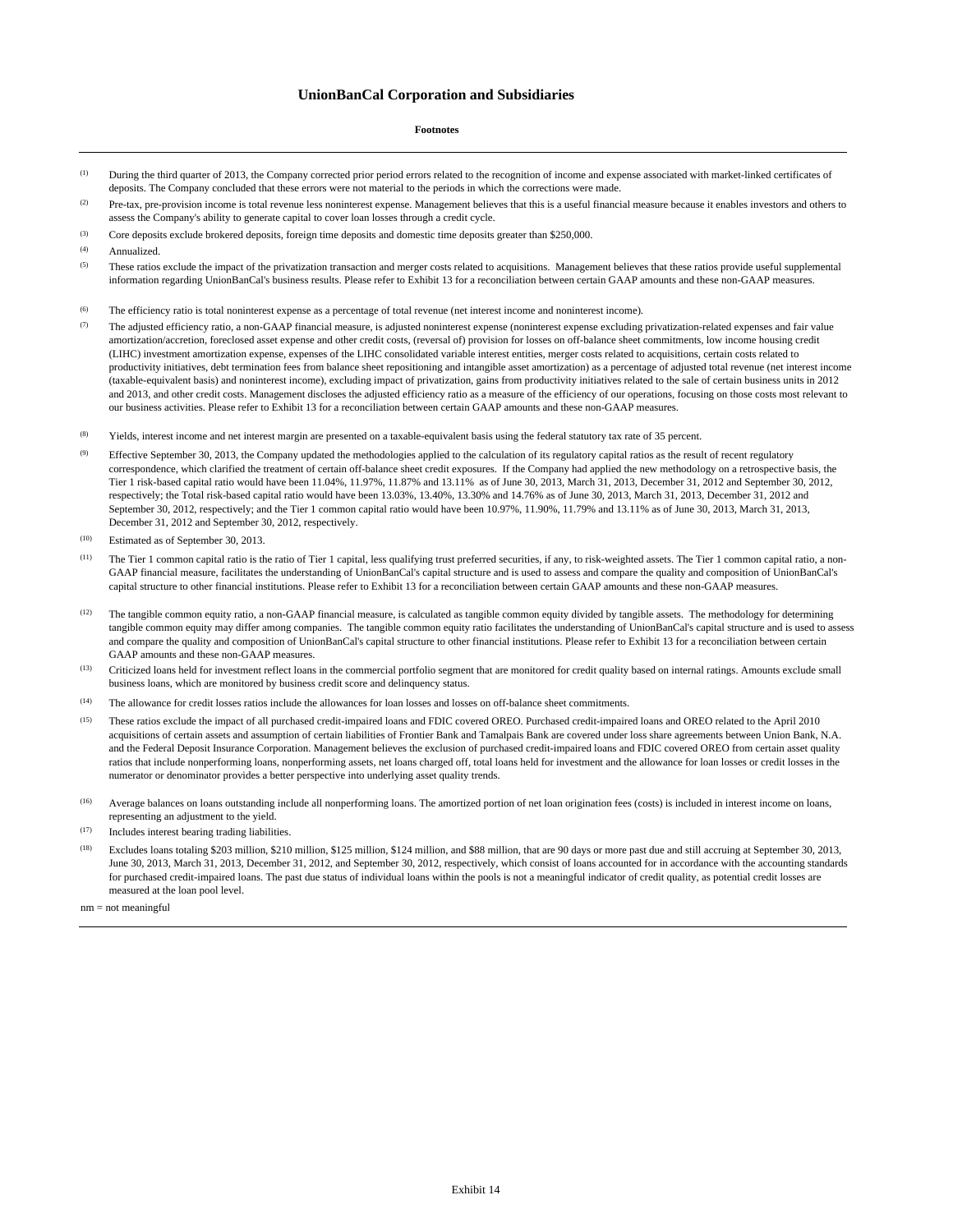## UnionBanCal Corporation and Subsidiaries

**Footnotes**

---

(1) During the third quarter of 2013, the Company corrected prior period errors related to the recognition of income and expense associated with market-linked certificates of deposits. The Company concluded that these errors were not material to the periods in which the corrections were made.

(2) Pre-tax, pre-provision income is total revenue less noninterest expense. Management believes that this is a useful financial measure because it enables investors and others to assess the Company's ability to generate capital to cover loan losses through a credit cycle.

(3) Core deposits exclude brokered deposits, foreign time deposits and domestic time deposits greater than $250,000.

(4) Annualized.

(5) These ratios exclude the impact of the privatization transaction and merger costs related to acquisitions. Management believes that these ratios provide useful supplemental information regarding UnionBanCal's business results. Please refer to Exhibit 13 for a reconciliation between certain GAAP amounts and these non-GAAP measures.

(6) The efficiency ratio is total noninterest expense as a percentage of total revenue (net interest income and noninterest income).

(7) The adjusted efficiency ratio, a non-GAAP financial measure, is adjusted noninterest expense (noninterest expense excluding privatization-related expenses and fair value amortization/accretion, foreclosed asset expense and other credit costs, (reversal of) provision for losses on off-balance sheet commitments, low income housing credit (LIHC) investment amortization expense, expenses of the LIHC consolidated variable interest entities, merger costs related to acquisitions, certain costs related to productivity initiatives, debt termination fees from balance sheet repositioning and intangible asset amortization) as a percentage of adjusted total revenue (net interest income (taxable-equivalent basis) and noninterest income), excluding impact of privatization, gains from productivity initiatives related to the sale of certain business units in 2012 and 2013, and other credit costs. Management discloses the adjusted efficiency ratio as a measure of the efficiency of our operations, focusing on those costs most relevant to our business activities. Please refer to Exhibit 13 for a reconciliation between certain GAAP amounts and these non-GAAP measures.

(8) Yields, interest income and net interest margin are presented on a taxable-equivalent basis using the federal statutory tax rate of 35 percent.

(9) Effective September 30, 2013, the Company updated the methodologies applied to the calculation of its regulatory capital ratios as the result of recent regulatory correspondence, which clarified the treatment of certain off-balance sheet credit exposures. If the Company had applied the new methodology on a retrospective basis, the Tier 1 risk-based capital ratio would have been 11.04%, 11.97%, 11.87% and 13.11% as of June 30, 2013, March 31, 2013, December 31, 2012 and September 30, 2012, respectively; the Total risk-based capital ratio would have been 13.03%, 13.40%, 13.30% and 14.76% as of June 30, 2013, March 31, 2013, December 31, 2012 and September 30, 2012, respectively; and the Tier 1 common capital ratio would have been 10.97%, 11.90%, 11.79% and 13.11% as of June 30, 2013, March 31, 2013, December 31, 2012 and September 30, 2012, respectively.

(10) Estimated as of September 30, 2013.

(11) The Tier 1 common capital ratio is the ratio of Tier 1 capital, less qualifying trust preferred securities, if any, to risk-weighted assets. The Tier 1 common capital ratio, a non-GAAP financial measure, facilitates the understanding of UnionBanCal's capital structure and is used to assess and compare the quality and composition of UnionBanCal's capital structure to other financial institutions. Please refer to Exhibit 13 for a reconciliation between certain GAAP amounts and these non-GAAP measures.

(12) The tangible common equity ratio, a non-GAAP financial measure, is calculated as tangible common equity divided by tangible assets. The methodology for determining tangible common equity may differ among companies. The tangible common equity ratio facilitates the understanding of UnionBanCal's capital structure and is used to assess and compare the quality and composition of UnionBanCal's capital structure to other financial institutions. Please refer to Exhibit 13 for a reconciliation between certain GAAP amounts and these non-GAAP measures.

(13) Criticized loans held for investment reflect loans in the commercial portfolio segment that are monitored for credit quality based on internal ratings. Amounts exclude small business loans, which are monitored by business credit score and delinquency status.

(14) The allowance for credit losses ratios include the allowances for loan losses and losses on off-balance sheet commitments.

(15) These ratios exclude the impact of all purchased credit-impaired loans and FDIC covered OREO. Purchased credit-impaired loans and OREO related to the April 2010 acquisitions of certain assets and assumption of certain liabilities of Frontier Bank and Tamalpais Bank are covered under loss share agreements between Union Bank, N.A. and the Federal Deposit Insurance Corporation. Management believes the exclusion of purchased credit-impaired loans and FDIC covered OREO from certain asset quality ratios that include nonperforming loans, nonperforming assets, net loans charged off, total loans held for investment and the allowance for loan losses or credit losses in the numerator or denominator provides a better perspective into underlying asset quality trends.

(16) Average balances on loans outstanding include all nonperforming loans. The amortized portion of net loan origination fees (costs) is included in interest income on loans, representing an adjustment to the yield.

(17) Includes interest bearing trading liabilities.

(18) Excludes loans totaling $203 million, $210 million, $125 million, $124 million, and $88 million, that are 90 days or more past due and still accruing at September 30, 2013, June 30, 2013, March 31, 2013, December 31, 2012, and September 30, 2012, respectively, which consist of loans accounted for in accordance with the accounting standards for purchased credit-impaired loans. The past due status of individual loans within the pools is not a meaningful indicator of credit quality, as potential credit losses are measured at the loan pool level.

nm = not meaningful

---

Exhibit 14